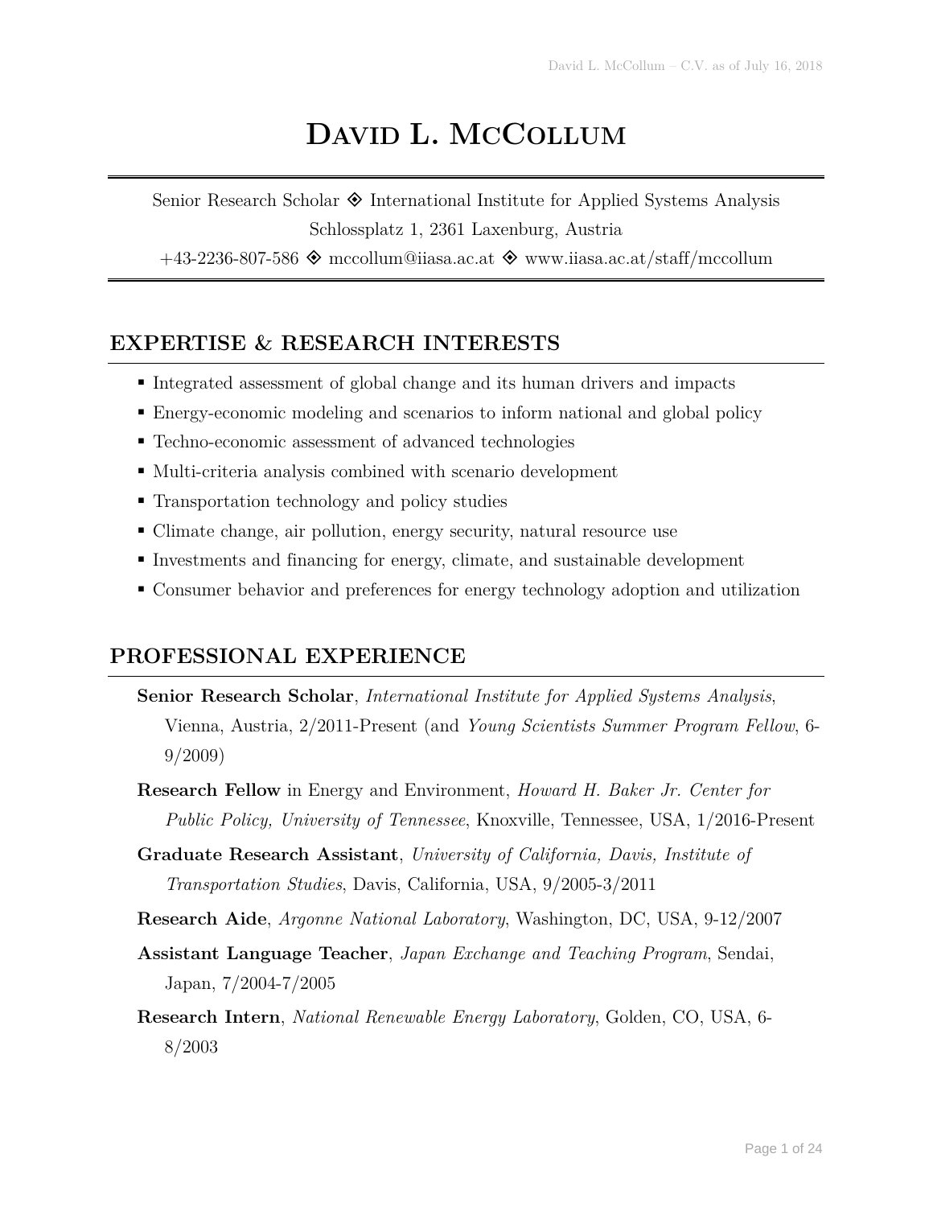# David L. McCollum

Senior Research Scholar ◈ International Institute for Applied Systems Analysis
Schlossplatz 1, 2361 Laxenburg, Austria
+43-2236-807-586 ◈ mccollum@iiasa.ac.at ◈ www.iiasa.ac.at/staff/mccollum

## EXPERTISE & RESEARCH INTERESTS

- Integrated assessment of global change and its human drivers and impacts
- Energy-economic modeling and scenarios to inform national and global policy
- Techno-economic assessment of advanced technologies
- Multi-criteria analysis combined with scenario development
- Transportation technology and policy studies
- Climate change, air pollution, energy security, natural resource use
- Investments and financing for energy, climate, and sustainable development
- Consumer behavior and preferences for energy technology adoption and utilization

## PROFESSIONAL EXPERIENCE

**Senior Research Scholar**, *International Institute for Applied Systems Analysis*, Vienna, Austria, 2/2011-Present (and *Young Scientists Summer Program Fellow*, 6-9/2009)

**Research Fellow** in Energy and Environment, *Howard H. Baker Jr. Center for Public Policy, University of Tennessee*, Knoxville, Tennessee, USA, 1/2016-Present

**Graduate Research Assistant**, *University of California, Davis, Institute of Transportation Studies*, Davis, California, USA, 9/2005-3/2011

**Research Aide**, *Argonne National Laboratory*, Washington, DC, USA, 9-12/2007

**Assistant Language Teacher**, *Japan Exchange and Teaching Program*, Sendai, Japan, 7/2004-7/2005

**Research Intern**, *National Renewable Energy Laboratory*, Golden, CO, USA, 6-8/2003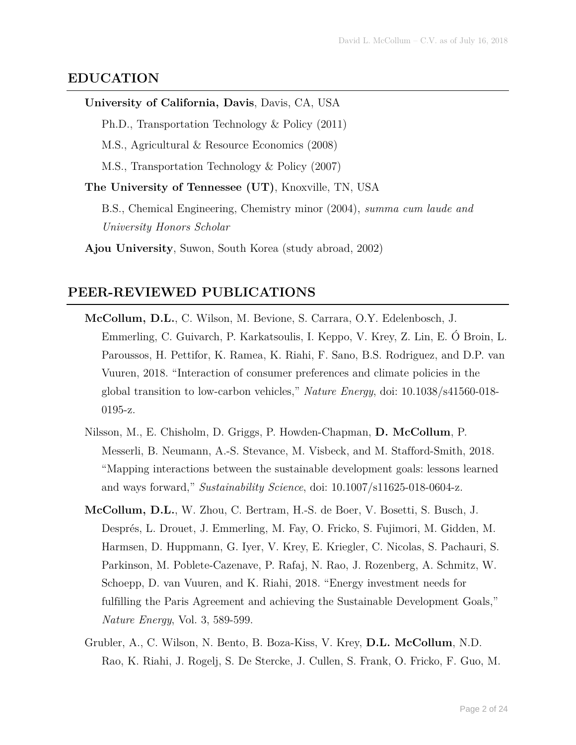## EDUCATION

**University of California, Davis**, Davis, CA, USA

Ph.D., Transportation Technology & Policy (2011)

M.S., Agricultural & Resource Economics (2008)

M.S., Transportation Technology & Policy (2007)

**The University of Tennessee (UT)**, Knoxville, TN, USA

B.S., Chemical Engineering, Chemistry minor (2004), *summa cum laude and University Honors Scholar*

**Ajou University**, Suwon, South Korea (study abroad, 2002)

## PEER-REVIEWED PUBLICATIONS

**McCollum, D.L.**, C. Wilson, M. Bevione, S. Carrara, O.Y. Edelenbosch, J. Emmerling, C. Guivarch, P. Karkatsoulis, I. Keppo, V. Krey, Z. Lin, E. Ó Broin, L. Paroussos, H. Pettifor, K. Ramea, K. Riahi, F. Sano, B.S. Rodriguez, and D.P. van Vuuren, 2018. "Interaction of consumer preferences and climate policies in the global transition to low-carbon vehicles," *Nature Energy*, doi: 10.1038/s41560-018-0195-z.

Nilsson, M., E. Chisholm, D. Griggs, P. Howden-Chapman, **D. McCollum**, P. Messerli, B. Neumann, A.-S. Stevance, M. Visbeck, and M. Stafford-Smith, 2018. "Mapping interactions between the sustainable development goals: lessons learned and ways forward," *Sustainability Science*, doi: 10.1007/s11625-018-0604-z.

**McCollum, D.L.**, W. Zhou, C. Bertram, H.-S. de Boer, V. Bosetti, S. Busch, J. Després, L. Drouet, J. Emmerling, M. Fay, O. Fricko, S. Fujimori, M. Gidden, M. Harmsen, D. Huppmann, G. Iyer, V. Krey, E. Kriegler, C. Nicolas, S. Pachauri, S. Parkinson, M. Poblete-Cazenave, P. Rafaj, N. Rao, J. Rozenberg, A. Schmitz, W. Schoepp, D. van Vuuren, and K. Riahi, 2018. "Energy investment needs for fulfilling the Paris Agreement and achieving the Sustainable Development Goals," *Nature Energy*, Vol. 3, 589-599.

Grubler, A., C. Wilson, N. Bento, B. Boza-Kiss, V. Krey, **D.L. McCollum**, N.D. Rao, K. Riahi, J. Rogelj, S. De Stercke, J. Cullen, S. Frank, O. Fricko, F. Guo, M.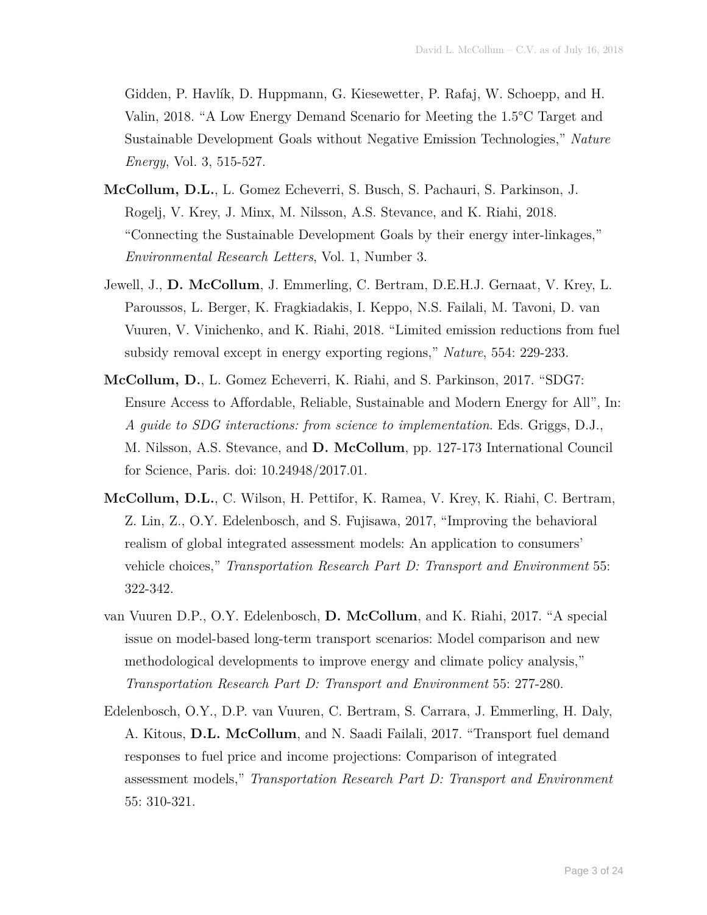Gidden, P. Havlík, D. Huppmann, G. Kiesewetter, P. Rafaj, W. Schoepp, and H. Valin, 2018. "A Low Energy Demand Scenario for Meeting the 1.5°C Target and Sustainable Development Goals without Negative Emission Technologies," *Nature Energy*, Vol. 3, 515-527.

**McCollum, D.L.**, L. Gomez Echeverri, S. Busch, S. Pachauri, S. Parkinson, J. Rogelj, V. Krey, J. Minx, M. Nilsson, A.S. Stevance, and K. Riahi, 2018. "Connecting the Sustainable Development Goals by their energy inter-linkages," *Environmental Research Letters*, Vol. 1, Number 3.

Jewell, J., **D. McCollum**, J. Emmerling, C. Bertram, D.E.H.J. Gernaat, V. Krey, L. Paroussos, L. Berger, K. Fragkiadakis, I. Keppo, N.S. Failali, M. Tavoni, D. van Vuuren, V. Vinichenko, and K. Riahi, 2018. "Limited emission reductions from fuel subsidy removal except in energy exporting regions," *Nature*, 554: 229-233.

**McCollum, D.**, L. Gomez Echeverri, K. Riahi, and S. Parkinson, 2017. "SDG7: Ensure Access to Affordable, Reliable, Sustainable and Modern Energy for All", In: *A guide to SDG interactions: from science to implementation*. Eds. Griggs, D.J., M. Nilsson, A.S. Stevance, and **D. McCollum**, pp. 127-173 International Council for Science, Paris. doi: 10.24948/2017.01.

**McCollum, D.L.**, C. Wilson, H. Pettifor, K. Ramea, V. Krey, K. Riahi, C. Bertram, Z. Lin, Z., O.Y. Edelenbosch, and S. Fujisawa, 2017, "Improving the behavioral realism of global integrated assessment models: An application to consumers' vehicle choices," *Transportation Research Part D: Transport and Environment* 55: 322-342.

van Vuuren D.P., O.Y. Edelenbosch, **D. McCollum**, and K. Riahi, 2017. "A special issue on model-based long-term transport scenarios: Model comparison and new methodological developments to improve energy and climate policy analysis," *Transportation Research Part D: Transport and Environment* 55: 277-280.

Edelenbosch, O.Y., D.P. van Vuuren, C. Bertram, S. Carrara, J. Emmerling, H. Daly, A. Kitous, **D.L. McCollum**, and N. Saadi Failali, 2017. "Transport fuel demand responses to fuel price and income projections: Comparison of integrated assessment models," *Transportation Research Part D: Transport and Environment* 55: 310-321.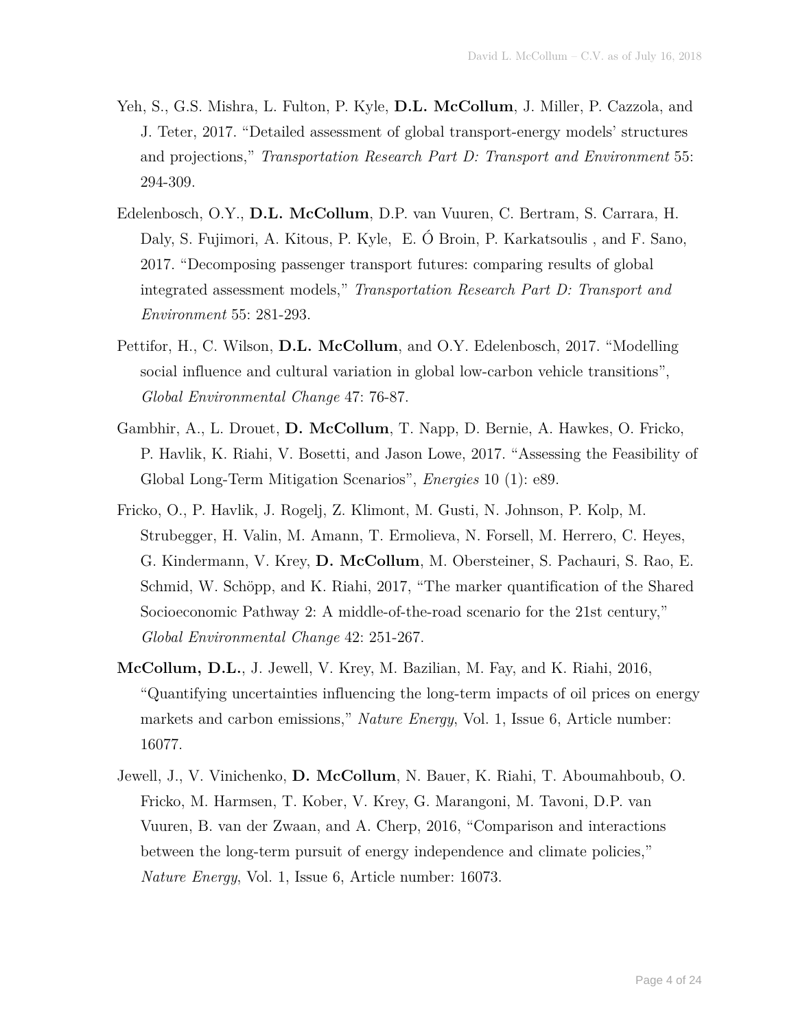Yeh, S., G.S. Mishra, L. Fulton, P. Kyle, **D.L. McCollum**, J. Miller, P. Cazzola, and J. Teter, 2017. "Detailed assessment of global transport-energy models' structures and projections," *Transportation Research Part D: Transport and Environment* 55: 294-309.

Edelenbosch, O.Y., **D.L. McCollum**, D.P. van Vuuren, C. Bertram, S. Carrara, H. Daly, S. Fujimori, A. Kitous, P. Kyle, E. Ó Broin, P. Karkatsoulis , and F. Sano, 2017. "Decomposing passenger transport futures: comparing results of global integrated assessment models," *Transportation Research Part D: Transport and Environment* 55: 281-293.

Pettifor, H., C. Wilson, **D.L. McCollum**, and O.Y. Edelenbosch, 2017. "Modelling social influence and cultural variation in global low-carbon vehicle transitions", *Global Environmental Change* 47: 76-87.

Gambhir, A., L. Drouet, **D. McCollum**, T. Napp, D. Bernie, A. Hawkes, O. Fricko, P. Havlik, K. Riahi, V. Bosetti, and Jason Lowe, 2017. "Assessing the Feasibility of Global Long-Term Mitigation Scenarios", *Energies* 10 (1): e89.

Fricko, O., P. Havlik, J. Rogelj, Z. Klimont, M. Gusti, N. Johnson, P. Kolp, M. Strubegger, H. Valin, M. Amann, T. Ermolieva, N. Forsell, M. Herrero, C. Heyes, G. Kindermann, V. Krey, **D. McCollum**, M. Obersteiner, S. Pachauri, S. Rao, E. Schmid, W. Schöpp, and K. Riahi, 2017, "The marker quantification of the Shared Socioeconomic Pathway 2: A middle-of-the-road scenario for the 21st century," *Global Environmental Change* 42: 251-267.

**McCollum, D.L.**, J. Jewell, V. Krey, M. Bazilian, M. Fay, and K. Riahi, 2016, "Quantifying uncertainties influencing the long-term impacts of oil prices on energy markets and carbon emissions," *Nature Energy*, Vol. 1, Issue 6, Article number: 16077.

Jewell, J., V. Vinichenko, **D. McCollum**, N. Bauer, K. Riahi, T. Aboumahboub, O. Fricko, M. Harmsen, T. Kober, V. Krey, G. Marangoni, M. Tavoni, D.P. van Vuuren, B. van der Zwaan, and A. Cherp, 2016, "Comparison and interactions between the long-term pursuit of energy independence and climate policies," *Nature Energy*, Vol. 1, Issue 6, Article number: 16073.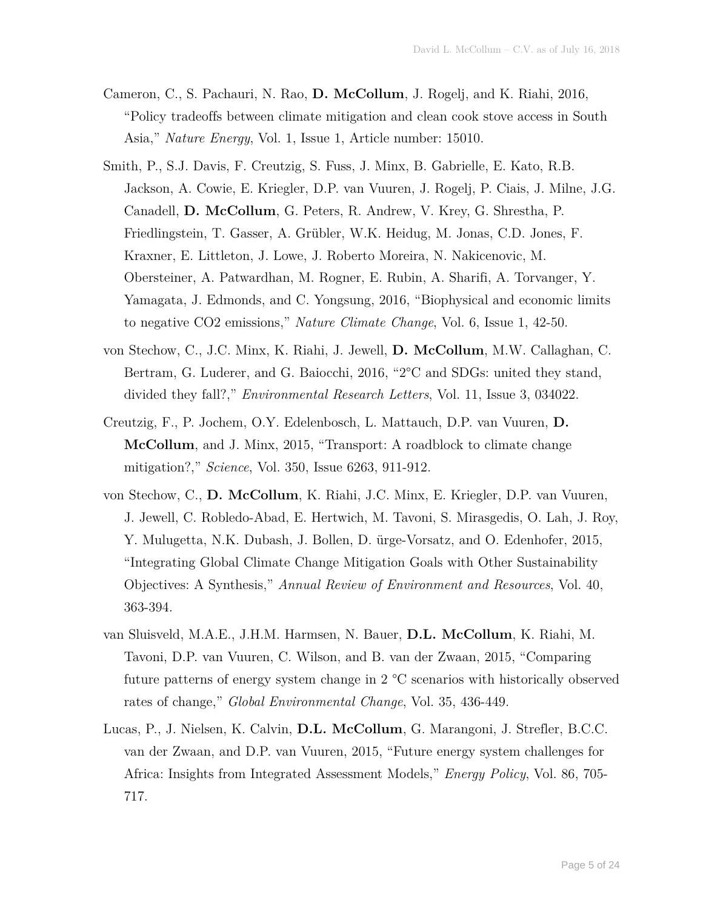Cameron, C., S. Pachauri, N. Rao, **D. McCollum**, J. Rogelj, and K. Riahi, 2016, "Policy tradeoffs between climate mitigation and clean cook stove access in South Asia," *Nature Energy*, Vol. 1, Issue 1, Article number: 15010.

Smith, P., S.J. Davis, F. Creutzig, S. Fuss, J. Minx, B. Gabrielle, E. Kato, R.B. Jackson, A. Cowie, E. Kriegler, D.P. van Vuuren, J. Rogelj, P. Ciais, J. Milne, J.G. Canadell, **D. McCollum**, G. Peters, R. Andrew, V. Krey, G. Shrestha, P. Friedlingstein, T. Gasser, A. Grübler, W.K. Heidug, M. Jonas, C.D. Jones, F. Kraxner, E. Littleton, J. Lowe, J. Roberto Moreira, N. Nakicenovic, M. Obersteiner, A. Patwardhan, M. Rogner, E. Rubin, A. Sharifi, A. Torvanger, Y. Yamagata, J. Edmonds, and C. Yongsung, 2016, "Biophysical and economic limits to negative CO2 emissions," *Nature Climate Change*, Vol. 6, Issue 1, 42-50.

von Stechow, C., J.C. Minx, K. Riahi, J. Jewell, **D. McCollum**, M.W. Callaghan, C. Bertram, G. Luderer, and G. Baiocchi, 2016, "2°C and SDGs: united they stand, divided they fall?," *Environmental Research Letters*, Vol. 11, Issue 3, 034022.

Creutzig, F., P. Jochem, O.Y. Edelenbosch, L. Mattauch, D.P. van Vuuren, **D. McCollum**, and J. Minx, 2015, "Transport: A roadblock to climate change mitigation?," *Science*, Vol. 350, Issue 6263, 911-912.

von Stechow, C., **D. McCollum**, K. Riahi, J.C. Minx, E. Kriegler, D.P. van Vuuren, J. Jewell, C. Robledo-Abad, E. Hertwich, M. Tavoni, S. Mirasgedis, O. Lah, J. Roy, Y. Mulugetta, N.K. Dubash, J. Bollen, D. ürge-Vorsatz, and O. Edenhofer, 2015, "Integrating Global Climate Change Mitigation Goals with Other Sustainability Objectives: A Synthesis," *Annual Review of Environment and Resources*, Vol. 40, 363-394.

van Sluisveld, M.A.E., J.H.M. Harmsen, N. Bauer, **D.L. McCollum**, K. Riahi, M. Tavoni, D.P. van Vuuren, C. Wilson, and B. van der Zwaan, 2015, "Comparing future patterns of energy system change in 2 °C scenarios with historically observed rates of change," *Global Environmental Change*, Vol. 35, 436-449.

Lucas, P., J. Nielsen, K. Calvin, **D.L. McCollum**, G. Marangoni, J. Strefler, B.C.C. van der Zwaan, and D.P. van Vuuren, 2015, "Future energy system challenges for Africa: Insights from Integrated Assessment Models," *Energy Policy*, Vol. 86, 705-717.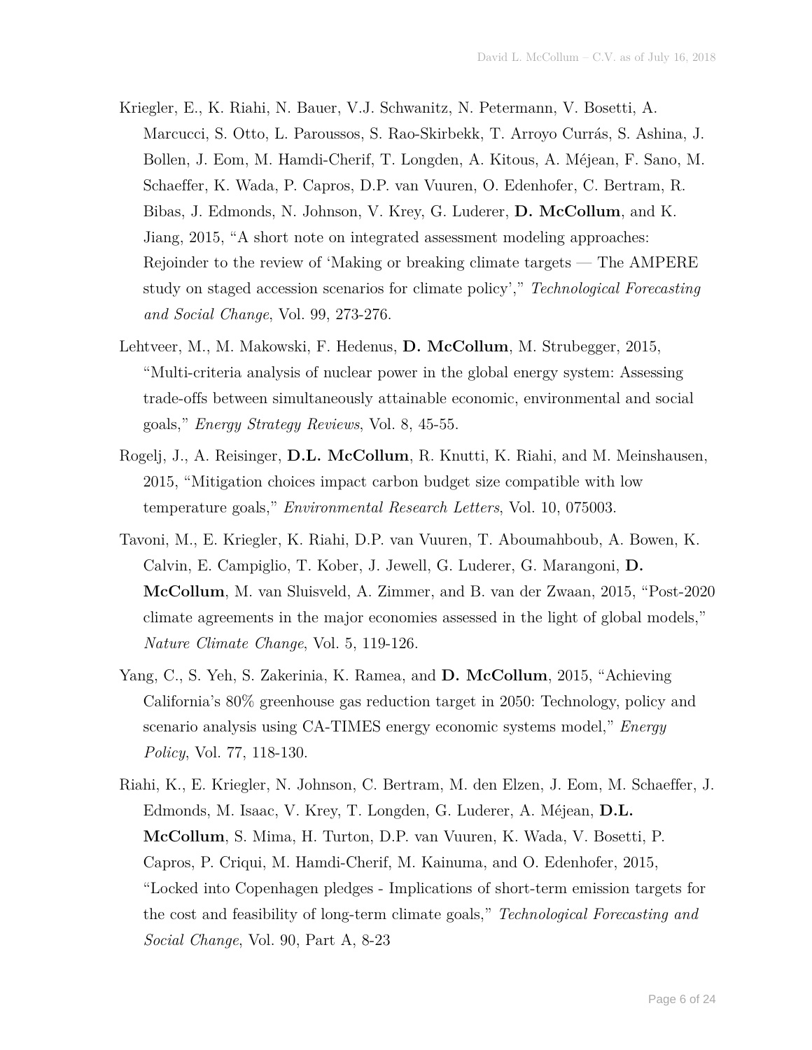Kriegler, E., K. Riahi, N. Bauer, V.J. Schwanitz, N. Petermann, V. Bosetti, A. Marcucci, S. Otto, L. Paroussos, S. Rao-Skirbekk, T. Arroyo Currás, S. Ashina, J. Bollen, J. Eom, M. Hamdi-Cherif, T. Longden, A. Kitous, A. Méjean, F. Sano, M. Schaeffer, K. Wada, P. Capros, D.P. van Vuuren, O. Edenhofer, C. Bertram, R. Bibas, J. Edmonds, N. Johnson, V. Krey, G. Luderer, **D. McCollum**, and K. Jiang, 2015, "A short note on integrated assessment modeling approaches: Rejoinder to the review of 'Making or breaking climate targets — The AMPERE study on staged accession scenarios for climate policy'," *Technological Forecasting and Social Change*, Vol. 99, 273-276.

Lehtveer, M., M. Makowski, F. Hedenus, **D. McCollum**, M. Strubegger, 2015, "Multi-criteria analysis of nuclear power in the global energy system: Assessing trade-offs between simultaneously attainable economic, environmental and social goals," *Energy Strategy Reviews*, Vol. 8, 45-55.

Rogelj, J., A. Reisinger, **D.L. McCollum**, R. Knutti, K. Riahi, and M. Meinshausen, 2015, "Mitigation choices impact carbon budget size compatible with low temperature goals," *Environmental Research Letters*, Vol. 10, 075003.

Tavoni, M., E. Kriegler, K. Riahi, D.P. van Vuuren, T. Aboumahboub, A. Bowen, K. Calvin, E. Campiglio, T. Kober, J. Jewell, G. Luderer, G. Marangoni, **D. McCollum**, M. van Sluisveld, A. Zimmer, and B. van der Zwaan, 2015, "Post-2020 climate agreements in the major economies assessed in the light of global models," *Nature Climate Change*, Vol. 5, 119-126.

Yang, C., S. Yeh, S. Zakerinia, K. Ramea, and **D. McCollum**, 2015, "Achieving California's 80% greenhouse gas reduction target in 2050: Technology, policy and scenario analysis using CA-TIMES energy economic systems model," *Energy Policy*, Vol. 77, 118-130.

Riahi, K., E. Kriegler, N. Johnson, C. Bertram, M. den Elzen, J. Eom, M. Schaeffer, J. Edmonds, M. Isaac, V. Krey, T. Longden, G. Luderer, A. Méjean, **D.L. McCollum**, S. Mima, H. Turton, D.P. van Vuuren, K. Wada, V. Bosetti, P. Capros, P. Criqui, M. Hamdi-Cherif, M. Kainuma, and O. Edenhofer, 2015, "Locked into Copenhagen pledges - Implications of short-term emission targets for the cost and feasibility of long-term climate goals," *Technological Forecasting and Social Change*, Vol. 90, Part A, 8-23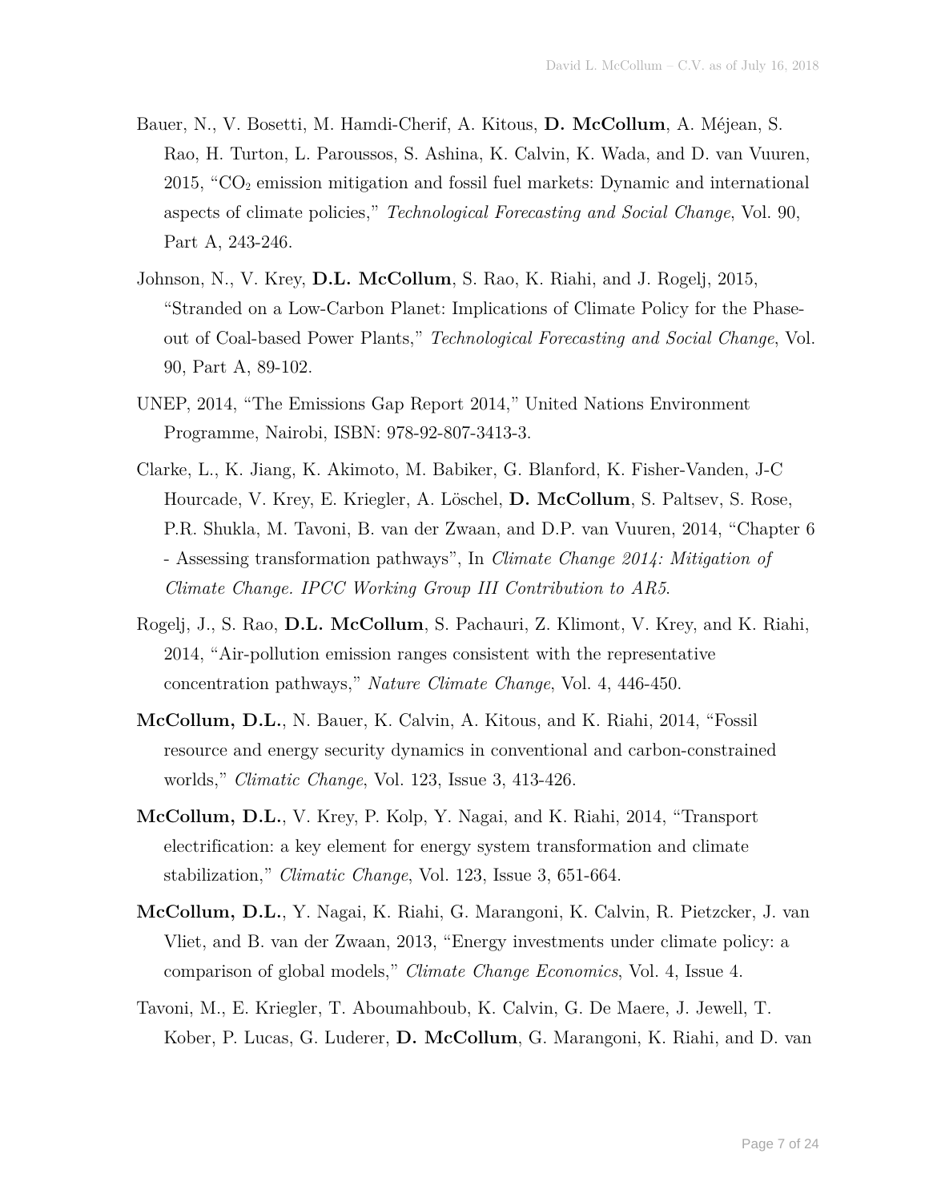Bauer, N., V. Bosetti, M. Hamdi-Cherif, A. Kitous, **D. McCollum**, A. Méjean, S. Rao, H. Turton, L. Paroussos, S. Ashina, K. Calvin, K. Wada, and D. van Vuuren, 2015, "$CO_2$ emission mitigation and fossil fuel markets: Dynamic and international aspects of climate policies," *Technological Forecasting and Social Change*, Vol. 90, Part A, 243-246.

Johnson, N., V. Krey, **D.L. McCollum**, S. Rao, K. Riahi, and J. Rogelj, 2015, "Stranded on a Low-Carbon Planet: Implications of Climate Policy for the Phase-out of Coal-based Power Plants," *Technological Forecasting and Social Change*, Vol. 90, Part A, 89-102.

UNEP, 2014, "The Emissions Gap Report 2014," United Nations Environment Programme, Nairobi, ISBN: 978-92-807-3413-3.

Clarke, L., K. Jiang, K. Akimoto, M. Babiker, G. Blanford, K. Fisher-Vanden, J-C Hourcade, V. Krey, E. Kriegler, A. Löschel, **D. McCollum**, S. Paltsev, S. Rose, P.R. Shukla, M. Tavoni, B. van der Zwaan, and D.P. van Vuuren, 2014, "Chapter 6 - Assessing transformation pathways", In *Climate Change 2014: Mitigation of Climate Change. IPCC Working Group III Contribution to AR5.*

Rogelj, J., S. Rao, **D.L. McCollum**, S. Pachauri, Z. Klimont, V. Krey, and K. Riahi, 2014, "Air-pollution emission ranges consistent with the representative concentration pathways," *Nature Climate Change*, Vol. 4, 446-450.

**McCollum, D.L.**, N. Bauer, K. Calvin, A. Kitous, and K. Riahi, 2014, "Fossil resource and energy security dynamics in conventional and carbon-constrained worlds," *Climatic Change*, Vol. 123, Issue 3, 413-426.

**McCollum, D.L.**, V. Krey, P. Kolp, Y. Nagai, and K. Riahi, 2014, "Transport electrification: a key element for energy system transformation and climate stabilization," *Climatic Change*, Vol. 123, Issue 3, 651-664.

**McCollum, D.L.**, Y. Nagai, K. Riahi, G. Marangoni, K. Calvin, R. Pietzcker, J. van Vliet, and B. van der Zwaan, 2013, "Energy investments under climate policy: a comparison of global models," *Climate Change Economics*, Vol. 4, Issue 4.

Tavoni, M., E. Kriegler, T. Aboumahboub, K. Calvin, G. De Maere, J. Jewell, T. Kober, P. Lucas, G. Luderer, **D. McCollum**, G. Marangoni, K. Riahi, and D. van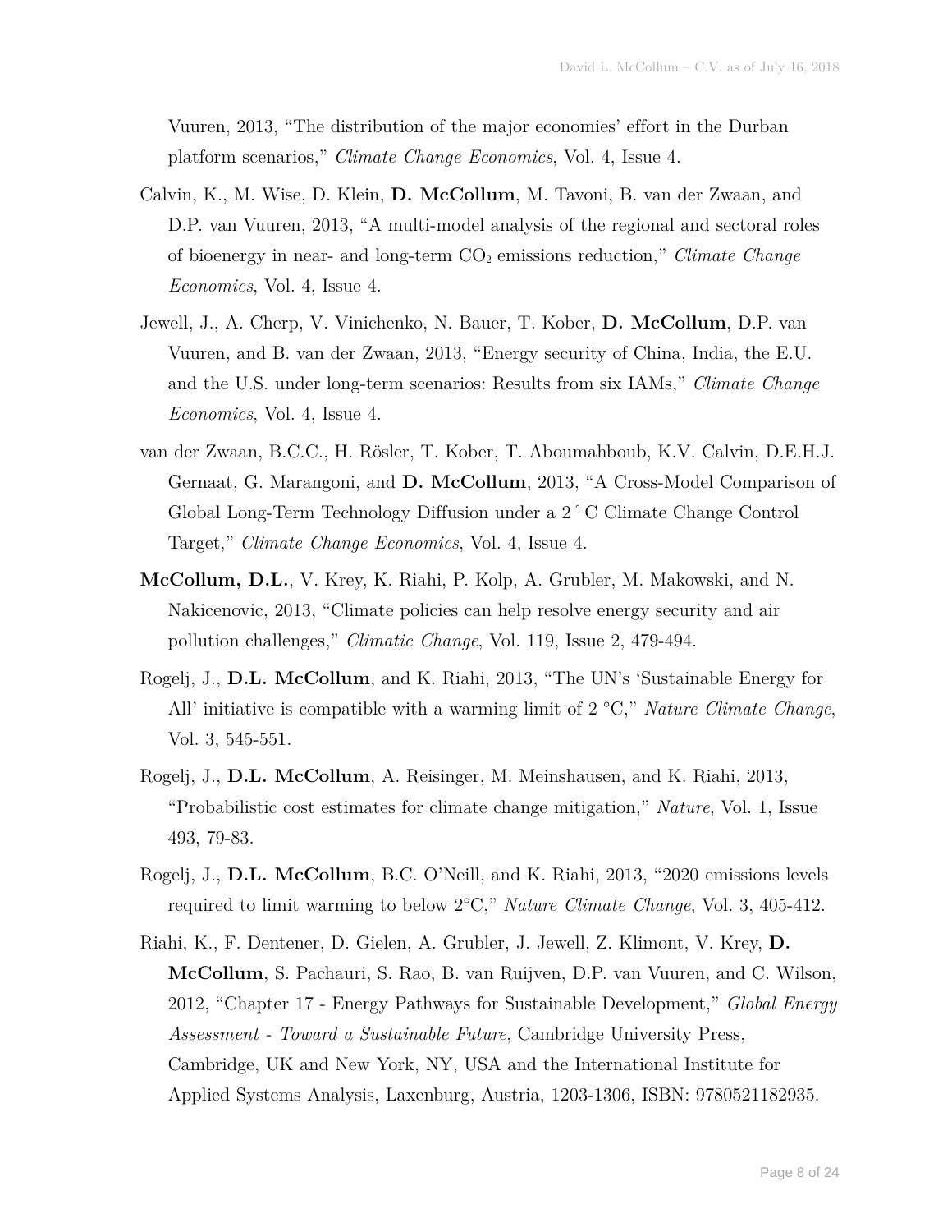Vuuren, 2013, "The distribution of the major economies' effort in the Durban platform scenarios," *Climate Change Economics*, Vol. 4, Issue 4.

Calvin, K., M. Wise, D. Klein, **D. McCollum**, M. Tavoni, B. van der Zwaan, and D.P. van Vuuren, 2013, "A multi-model analysis of the regional and sectoral roles of bioenergy in near- and long-term $CO_2$ emissions reduction," *Climate Change Economics*, Vol. 4, Issue 4.

Jewell, J., A. Cherp, V. Vinichenko, N. Bauer, T. Kober, **D. McCollum**, D.P. van Vuuren, and B. van der Zwaan, 2013, "Energy security of China, India, the E.U. and the U.S. under long-term scenarios: Results from six IAMs," *Climate Change Economics*, Vol. 4, Issue 4.

van der Zwaan, B.C.C., H. Rösler, T. Kober, T. Aboumahboub, K.V. Calvin, D.E.H.J. Gernaat, G. Marangoni, and **D. McCollum**, 2013, "A Cross-Model Comparison of Global Long-Term Technology Diffusion under a 2˚C Climate Change Control Target," *Climate Change Economics*, Vol. 4, Issue 4.

**McCollum, D.L.**, V. Krey, K. Riahi, P. Kolp, A. Grubler, M. Makowski, and N. Nakicenovic, 2013, "Climate policies can help resolve energy security and air pollution challenges," *Climatic Change*, Vol. 119, Issue 2, 479-494.

Rogelj, J., **D.L. McCollum**, and K. Riahi, 2013, "The UN's 'Sustainable Energy for All' initiative is compatible with a warming limit of 2 °C," *Nature Climate Change*, Vol. 3, 545-551.

Rogelj, J., **D.L. McCollum**, A. Reisinger, M. Meinshausen, and K. Riahi, 2013, "Probabilistic cost estimates for climate change mitigation," *Nature*, Vol. 1, Issue 493, 79-83.

Rogelj, J., **D.L. McCollum**, B.C. O'Neill, and K. Riahi, 2013, "2020 emissions levels required to limit warming to below 2°C," *Nature Climate Change*, Vol. 3, 405-412.

Riahi, K., F. Dentener, D. Gielen, A. Grubler, J. Jewell, Z. Klimont, V. Krey, **D. McCollum**, S. Pachauri, S. Rao, B. van Ruijven, D.P. van Vuuren, and C. Wilson, 2012, "Chapter 17 - Energy Pathways for Sustainable Development," *Global Energy Assessment - Toward a Sustainable Future*, Cambridge University Press, Cambridge, UK and New York, NY, USA and the International Institute for Applied Systems Analysis, Laxenburg, Austria, 1203-1306, ISBN: 9780521182935.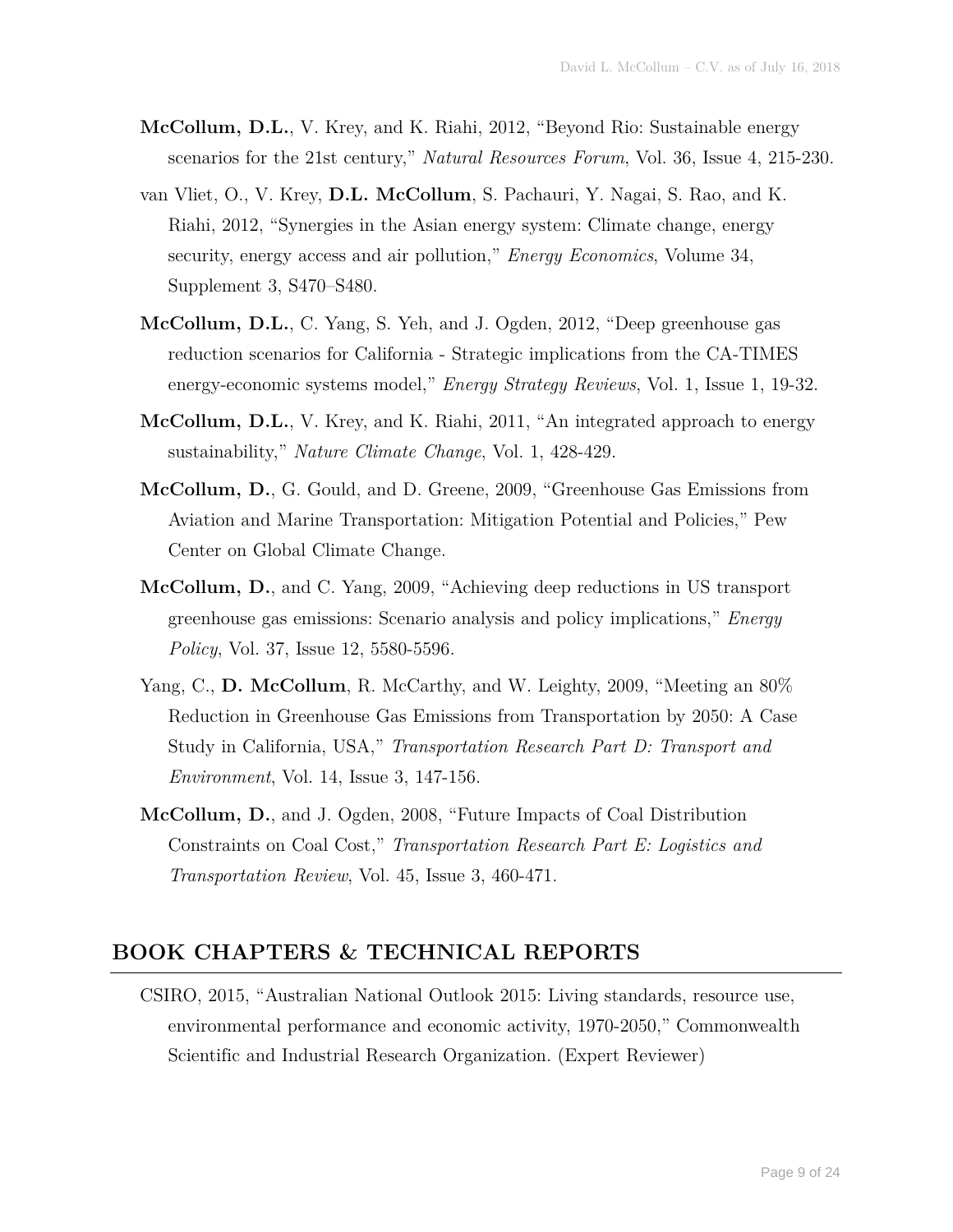**McCollum, D.L.**, V. Krey, and K. Riahi, 2012, "Beyond Rio: Sustainable energy scenarios for the 21st century," *Natural Resources Forum*, Vol. 36, Issue 4, 215-230.

van Vliet, O., V. Krey, **D.L. McCollum**, S. Pachauri, Y. Nagai, S. Rao, and K. Riahi, 2012, "Synergies in the Asian energy system: Climate change, energy security, energy access and air pollution," *Energy Economics*, Volume 34, Supplement 3, S470–S480.

**McCollum, D.L.**, C. Yang, S. Yeh, and J. Ogden, 2012, "Deep greenhouse gas reduction scenarios for California - Strategic implications from the CA-TIMES energy-economic systems model," *Energy Strategy Reviews*, Vol. 1, Issue 1, 19-32.

**McCollum, D.L.**, V. Krey, and K. Riahi, 2011, "An integrated approach to energy sustainability," *Nature Climate Change*, Vol. 1, 428-429.

**McCollum, D.**, G. Gould, and D. Greene, 2009, "Greenhouse Gas Emissions from Aviation and Marine Transportation: Mitigation Potential and Policies," Pew Center on Global Climate Change.

**McCollum, D.**, and C. Yang, 2009, "Achieving deep reductions in US transport greenhouse gas emissions: Scenario analysis and policy implications," *Energy Policy*, Vol. 37, Issue 12, 5580-5596.

Yang, C., **D. McCollum**, R. McCarthy, and W. Leighty, 2009, "Meeting an 80% Reduction in Greenhouse Gas Emissions from Transportation by 2050: A Case Study in California, USA," *Transportation Research Part D: Transport and Environment*, Vol. 14, Issue 3, 147-156.

**McCollum, D.**, and J. Ogden, 2008, "Future Impacts of Coal Distribution Constraints on Coal Cost," *Transportation Research Part E: Logistics and Transportation Review*, Vol. 45, Issue 3, 460-471.

## BOOK CHAPTERS & TECHNICAL REPORTS

CSIRO, 2015, "Australian National Outlook 2015: Living standards, resource use, environmental performance and economic activity, 1970-2050," Commonwealth Scientific and Industrial Research Organization. (Expert Reviewer)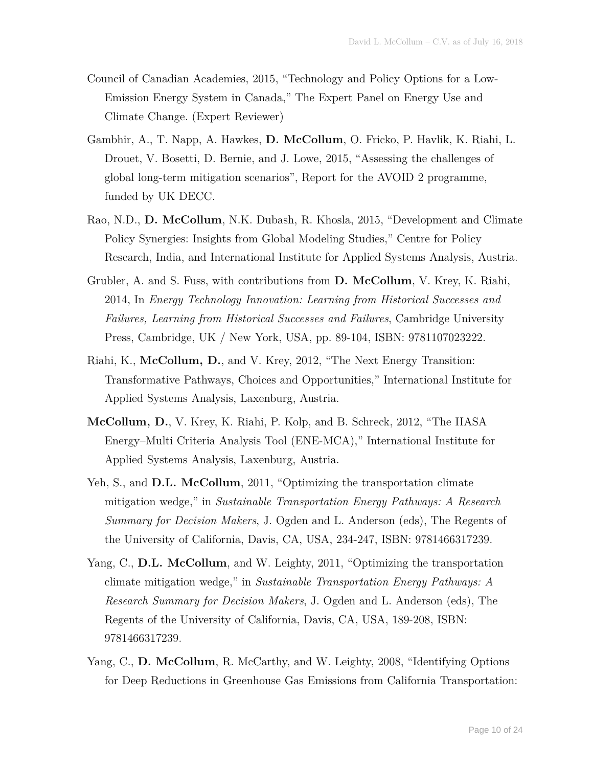Council of Canadian Academies, 2015, "Technology and Policy Options for a Low-Emission Energy System in Canada," The Expert Panel on Energy Use and Climate Change. (Expert Reviewer)

Gambhir, A., T. Napp, A. Hawkes, **D. McCollum**, O. Fricko, P. Havlik, K. Riahi, L. Drouet, V. Bosetti, D. Bernie, and J. Lowe, 2015, "Assessing the challenges of global long-term mitigation scenarios", Report for the AVOID 2 programme, funded by UK DECC.

Rao, N.D., **D. McCollum**, N.K. Dubash, R. Khosla, 2015, "Development and Climate Policy Synergies: Insights from Global Modeling Studies," Centre for Policy Research, India, and International Institute for Applied Systems Analysis, Austria.

Grubler, A. and S. Fuss, with contributions from **D. McCollum**, V. Krey, K. Riahi, 2014, In *Energy Technology Innovation: Learning from Historical Successes and Failures, Learning from Historical Successes and Failures*, Cambridge University Press, Cambridge, UK / New York, USA, pp. 89-104, ISBN: 9781107023222.

Riahi, K., **McCollum, D.**, and V. Krey, 2012, "The Next Energy Transition: Transformative Pathways, Choices and Opportunities," International Institute for Applied Systems Analysis, Laxenburg, Austria.

**McCollum, D.**, V. Krey, K. Riahi, P. Kolp, and B. Schreck, 2012, "The IIASA Energy–Multi Criteria Analysis Tool (ENE-MCA)," International Institute for Applied Systems Analysis, Laxenburg, Austria.

Yeh, S., and **D.L. McCollum**, 2011, "Optimizing the transportation climate mitigation wedge," in *Sustainable Transportation Energy Pathways: A Research Summary for Decision Makers*, J. Ogden and L. Anderson (eds), The Regents of the University of California, Davis, CA, USA, 234-247, ISBN: 9781466317239.

Yang, C., **D.L. McCollum**, and W. Leighty, 2011, "Optimizing the transportation climate mitigation wedge," in *Sustainable Transportation Energy Pathways: A Research Summary for Decision Makers*, J. Ogden and L. Anderson (eds), The Regents of the University of California, Davis, CA, USA, 189-208, ISBN: 9781466317239.

Yang, C., **D. McCollum**, R. McCarthy, and W. Leighty, 2008, "Identifying Options for Deep Reductions in Greenhouse Gas Emissions from California Transportation: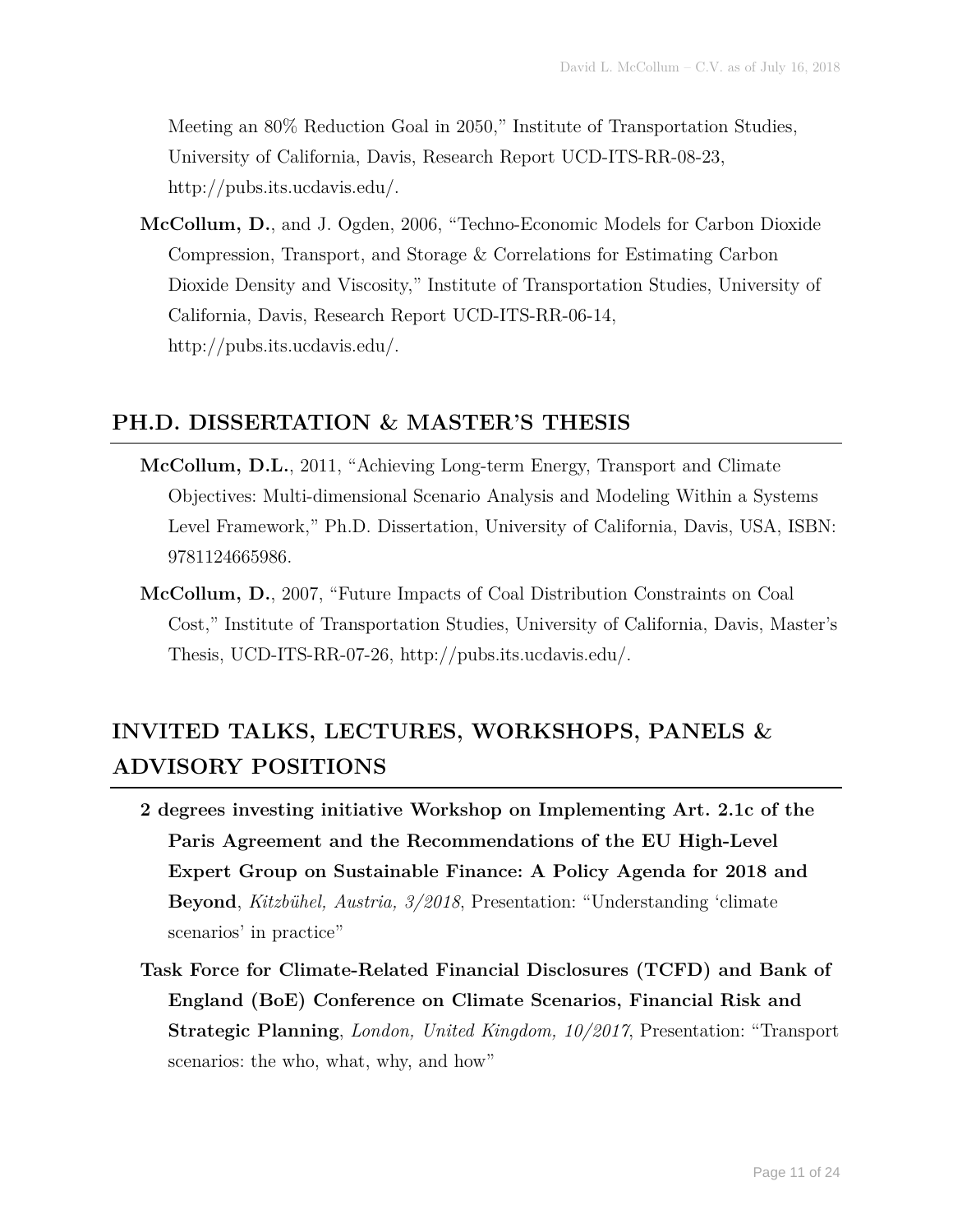Meeting an 80% Reduction Goal in 2050," Institute of Transportation Studies, University of California, Davis, Research Report UCD-ITS-RR-08-23, http://pubs.its.ucdavis.edu/.

**McCollum, D.**, and J. Ogden, 2006, "Techno-Economic Models for Carbon Dioxide Compression, Transport, and Storage & Correlations for Estimating Carbon Dioxide Density and Viscosity," Institute of Transportation Studies, University of California, Davis, Research Report UCD-ITS-RR-06-14, http://pubs.its.ucdavis.edu/.

## PH.D. DISSERTATION & MASTER'S THESIS

**McCollum, D.L.**, 2011, "Achieving Long-term Energy, Transport and Climate Objectives: Multi-dimensional Scenario Analysis and Modeling Within a Systems Level Framework," Ph.D. Dissertation, University of California, Davis, USA, ISBN: 9781124665986.

**McCollum, D.**, 2007, "Future Impacts of Coal Distribution Constraints on Coal Cost," Institute of Transportation Studies, University of California, Davis, Master's Thesis, UCD-ITS-RR-07-26, http://pubs.its.ucdavis.edu/.

## INVITED TALKS, LECTURES, WORKSHOPS, PANELS & ADVISORY POSITIONS

**2 degrees investing initiative Workshop on Implementing Art. 2.1c of the Paris Agreement and the Recommendations of the EU High-Level Expert Group on Sustainable Finance: A Policy Agenda for 2018 and Beyond**, *Kitzbühel, Austria, 3/2018*, Presentation: "Understanding 'climate scenarios' in practice"

**Task Force for Climate-Related Financial Disclosures (TCFD) and Bank of England (BoE) Conference on Climate Scenarios, Financial Risk and Strategic Planning**, *London, United Kingdom, 10/2017*, Presentation: "Transport scenarios: the who, what, why, and how"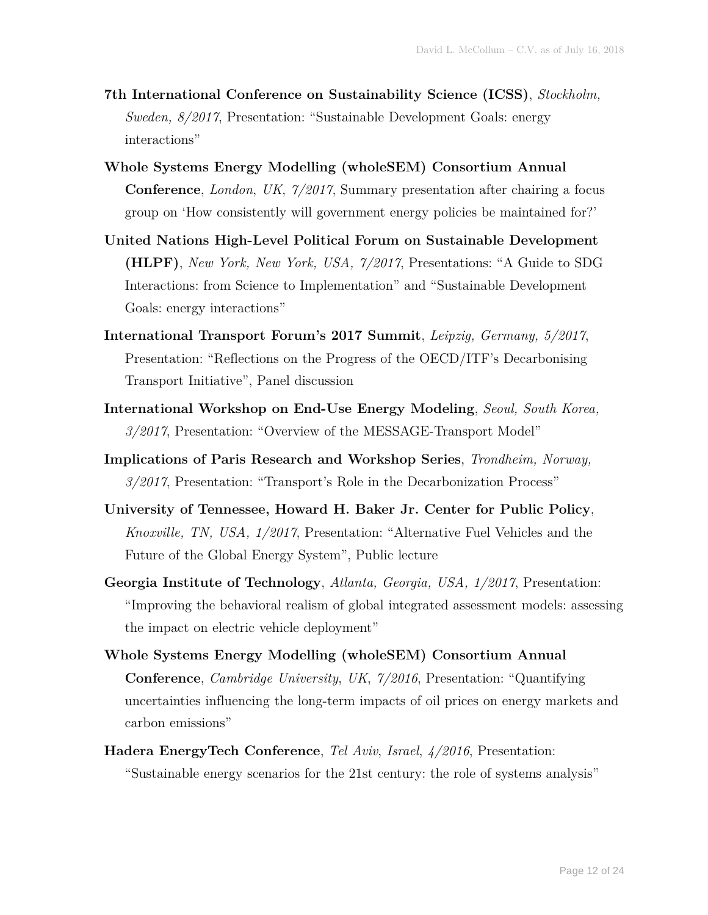**7th International Conference on Sustainability Science (ICSS)**, *Stockholm, Sweden, 8/2017*, Presentation: "Sustainable Development Goals: energy interactions"

**Whole Systems Energy Modelling (wholeSEM) Consortium Annual Conference**, *London, UK, 7/2017*, Summary presentation after chairing a focus group on 'How consistently will government energy policies be maintained for?'

**United Nations High-Level Political Forum on Sustainable Development (HLPF)**, *New York, New York, USA, 7/2017*, Presentations: "A Guide to SDG Interactions: from Science to Implementation" and "Sustainable Development Goals: energy interactions"

**International Transport Forum's 2017 Summit**, *Leipzig, Germany, 5/2017*, Presentation: "Reflections on the Progress of the OECD/ITF's Decarbonising Transport Initiative", Panel discussion

**International Workshop on End-Use Energy Modeling**, *Seoul, South Korea, 3/2017*, Presentation: "Overview of the MESSAGE-Transport Model"

**Implications of Paris Research and Workshop Series**, *Trondheim, Norway, 3/2017*, Presentation: "Transport's Role in the Decarbonization Process"

**University of Tennessee, Howard H. Baker Jr. Center for Public Policy**, *Knoxville, TN, USA, 1/2017*, Presentation: "Alternative Fuel Vehicles and the Future of the Global Energy System", Public lecture

**Georgia Institute of Technology**, *Atlanta, Georgia, USA, 1/2017*, Presentation: "Improving the behavioral realism of global integrated assessment models: assessing the impact on electric vehicle deployment"

**Whole Systems Energy Modelling (wholeSEM) Consortium Annual Conference**, *Cambridge University, UK, 7/2016*, Presentation: "Quantifying uncertainties influencing the long-term impacts of oil prices on energy markets and carbon emissions"

**Hadera EnergyTech Conference**, *Tel Aviv, Israel, 4/2016*, Presentation: "Sustainable energy scenarios for the 21st century: the role of systems analysis"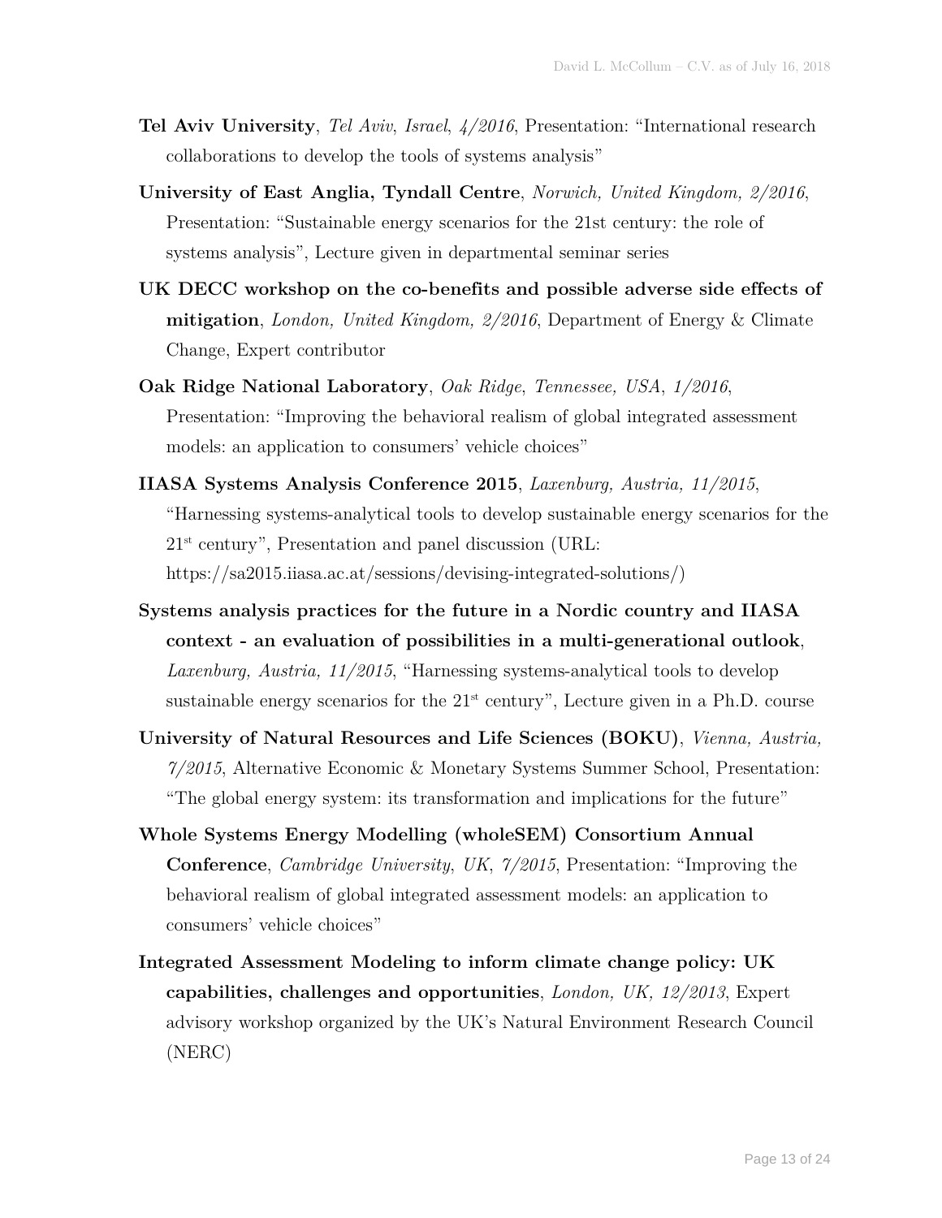**Tel Aviv University**, *Tel Aviv*, *Israel*, *4/2016*, Presentation: "International research collaborations to develop the tools of systems analysis"

**University of East Anglia, Tyndall Centre**, *Norwich, United Kingdom, 2/2016*, Presentation: "Sustainable energy scenarios for the 21st century: the role of systems analysis", Lecture given in departmental seminar series

**UK DECC workshop on the co-benefits and possible adverse side effects of mitigation**, *London, United Kingdom, 2/2016*, Department of Energy & Climate Change, Expert contributor

**Oak Ridge National Laboratory**, *Oak Ridge*, *Tennessee, USA*, *1/2016*, Presentation: "Improving the behavioral realism of global integrated assessment models: an application to consumers' vehicle choices"

**IIASA Systems Analysis Conference 2015**, *Laxenburg, Austria, 11/2015*, "Harnessing systems-analytical tools to develop sustainable energy scenarios for the 21st century", Presentation and panel discussion (URL: https://sa2015.iiasa.ac.at/sessions/devising-integrated-solutions/)

**Systems analysis practices for the future in a Nordic country and IIASA context - an evaluation of possibilities in a multi-generational outlook**, *Laxenburg, Austria, 11/2015*, "Harnessing systems-analytical tools to develop sustainable energy scenarios for the 21st century", Lecture given in a Ph.D. course

**University of Natural Resources and Life Sciences (BOKU)**, *Vienna, Austria, 7/2015*, Alternative Economic & Monetary Systems Summer School, Presentation: "The global energy system: its transformation and implications for the future"

**Whole Systems Energy Modelling (wholeSEM) Consortium Annual Conference**, *Cambridge University*, *UK*, *7/2015*, Presentation: "Improving the behavioral realism of global integrated assessment models: an application to consumers' vehicle choices"

**Integrated Assessment Modeling to inform climate change policy: UK capabilities, challenges and opportunities**, *London, UK, 12/2013*, Expert advisory workshop organized by the UK's Natural Environment Research Council (NERC)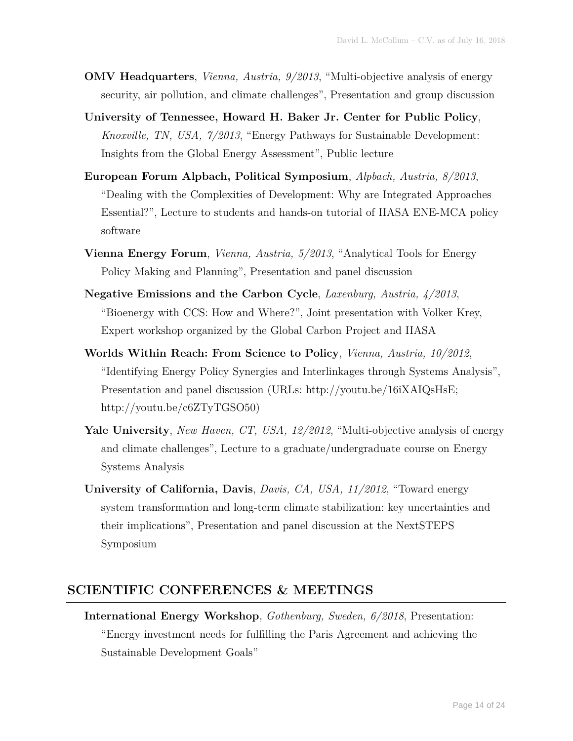**OMV Headquarters**, *Vienna, Austria, 9/2013*, "Multi-objective analysis of energy security, air pollution, and climate challenges", Presentation and group discussion

**University of Tennessee, Howard H. Baker Jr. Center for Public Policy**, *Knoxville, TN, USA, 7/2013*, "Energy Pathways for Sustainable Development: Insights from the Global Energy Assessment", Public lecture

**European Forum Alpbach, Political Symposium**, *Alpbach, Austria, 8/2013*, "Dealing with the Complexities of Development: Why are Integrated Approaches Essential?", Lecture to students and hands-on tutorial of IIASA ENE-MCA policy software

**Vienna Energy Forum**, *Vienna, Austria, 5/2013*, "Analytical Tools for Energy Policy Making and Planning", Presentation and panel discussion

**Negative Emissions and the Carbon Cycle**, *Laxenburg, Austria, 4/2013*, "Bioenergy with CCS: How and Where?", Joint presentation with Volker Krey, Expert workshop organized by the Global Carbon Project and IIASA

**Worlds Within Reach: From Science to Policy**, *Vienna, Austria, 10/2012*, "Identifying Energy Policy Synergies and Interlinkages through Systems Analysis", Presentation and panel discussion (URLs: http://youtu.be/16iXAIQsHsE; http://youtu.be/c6ZTyTGSO50)

**Yale University**, *New Haven, CT, USA, 12/2012*, "Multi-objective analysis of energy and climate challenges", Lecture to a graduate/undergraduate course on Energy Systems Analysis

**University of California, Davis**, *Davis, CA, USA, 11/2012*, "Toward energy system transformation and long-term climate stabilization: key uncertainties and their implications", Presentation and panel discussion at the NextSTEPS Symposium

## SCIENTIFIC CONFERENCES & MEETINGS

**International Energy Workshop**, *Gothenburg, Sweden, 6/2018*, Presentation: "Energy investment needs for fulfilling the Paris Agreement and achieving the Sustainable Development Goals"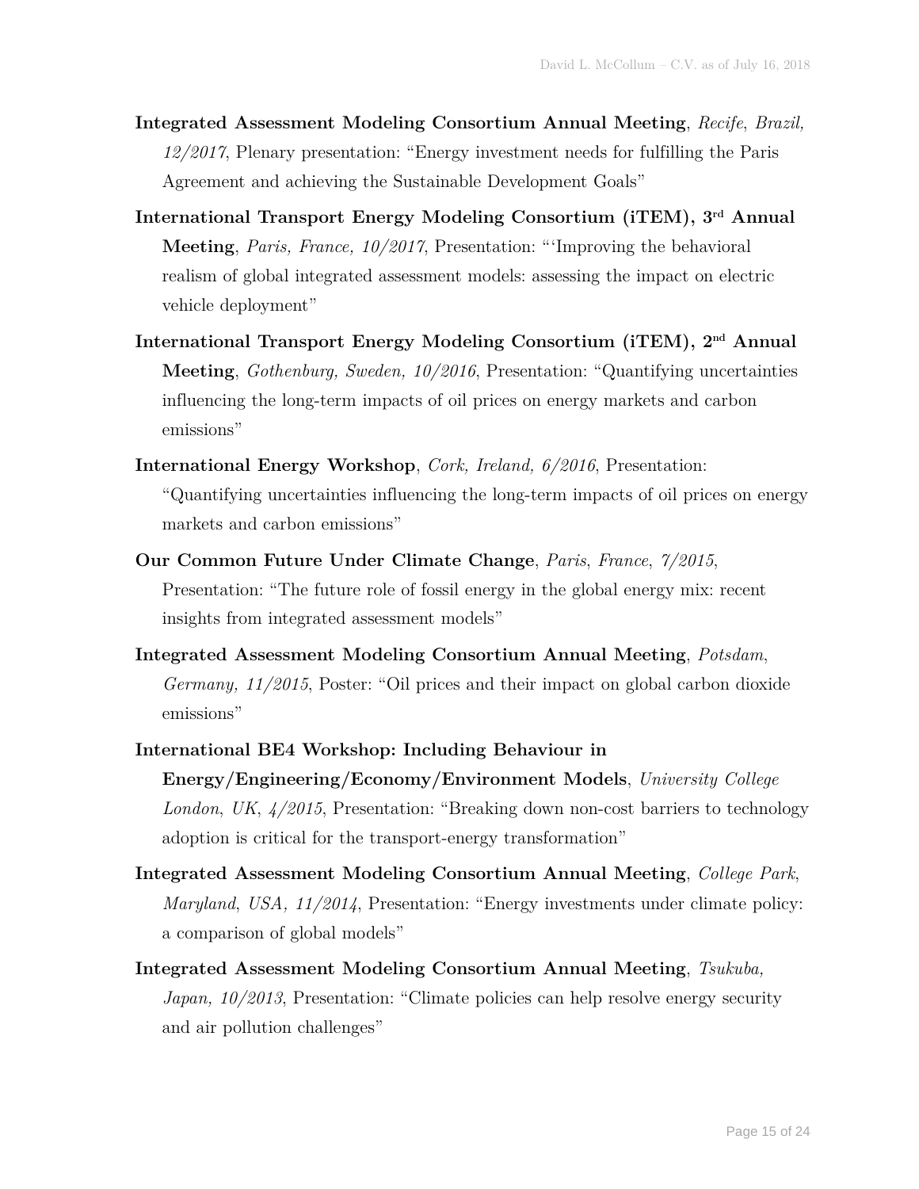**Integrated Assessment Modeling Consortium Annual Meeting**, *Recife*, *Brazil, 12/2017*, Plenary presentation: "Energy investment needs for fulfilling the Paris Agreement and achieving the Sustainable Development Goals"

**International Transport Energy Modeling Consortium (iTEM), 3rd Annual Meeting**, *Paris, France, 10/2017*, Presentation: "'Improving the behavioral realism of global integrated assessment models: assessing the impact on electric vehicle deployment"

**International Transport Energy Modeling Consortium (iTEM), 2nd Annual Meeting**, *Gothenburg, Sweden, 10/2016*, Presentation: "Quantifying uncertainties influencing the long-term impacts of oil prices on energy markets and carbon emissions"

**International Energy Workshop**, *Cork, Ireland, 6/2016*, Presentation: "Quantifying uncertainties influencing the long-term impacts of oil prices on energy markets and carbon emissions"

**Our Common Future Under Climate Change**, *Paris*, *France*, *7/2015*, Presentation: "The future role of fossil energy in the global energy mix: recent insights from integrated assessment models"

**Integrated Assessment Modeling Consortium Annual Meeting**, *Potsdam*, *Germany, 11/2015*, Poster: "Oil prices and their impact on global carbon dioxide emissions"

**International BE4 Workshop: Including Behaviour in Energy/Engineering/Economy/Environment Models**, *University College London*, *UK*, *4/2015*, Presentation: "Breaking down non-cost barriers to technology adoption is critical for the transport-energy transformation"

**Integrated Assessment Modeling Consortium Annual Meeting**, *College Park*, *Maryland*, *USA, 11/2014*, Presentation: "Energy investments under climate policy: a comparison of global models"

**Integrated Assessment Modeling Consortium Annual Meeting**, *Tsukuba, Japan, 10/2013*, Presentation: "Climate policies can help resolve energy security and air pollution challenges"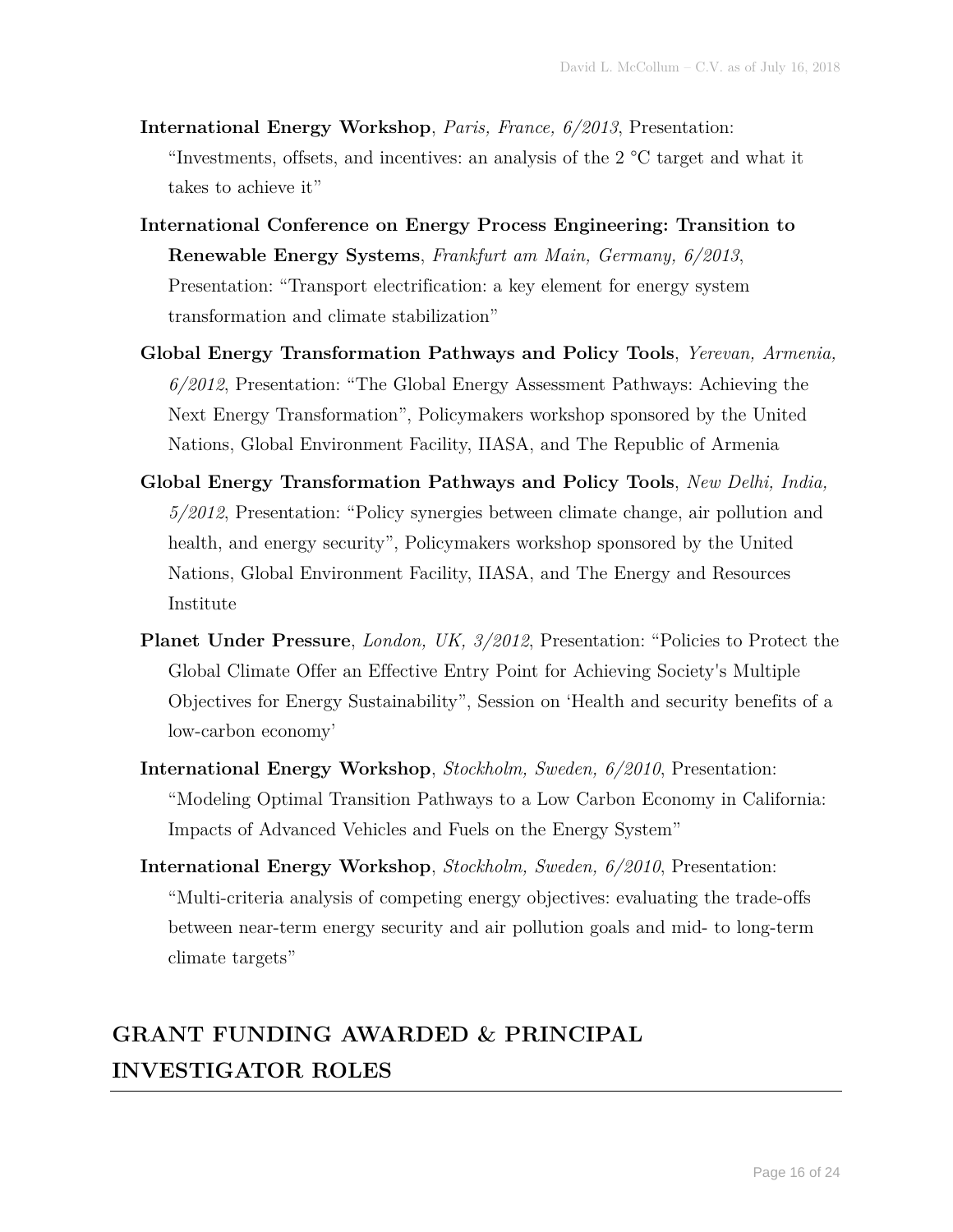**International Energy Workshop**, *Paris, France, 6/2013*, Presentation: "Investments, offsets, and incentives: an analysis of the 2 °C target and what it takes to achieve it"

**International Conference on Energy Process Engineering: Transition to Renewable Energy Systems**, *Frankfurt am Main, Germany, 6/2013*, Presentation: "Transport electrification: a key element for energy system transformation and climate stabilization"

**Global Energy Transformation Pathways and Policy Tools**, *Yerevan, Armenia, 6/2012*, Presentation: "The Global Energy Assessment Pathways: Achieving the Next Energy Transformation", Policymakers workshop sponsored by the United Nations, Global Environment Facility, IIASA, and The Republic of Armenia

**Global Energy Transformation Pathways and Policy Tools**, *New Delhi, India, 5/2012*, Presentation: "Policy synergies between climate change, air pollution and health, and energy security", Policymakers workshop sponsored by the United Nations, Global Environment Facility, IIASA, and The Energy and Resources Institute

**Planet Under Pressure**, *London, UK, 3/2012*, Presentation: "Policies to Protect the Global Climate Offer an Effective Entry Point for Achieving Society's Multiple Objectives for Energy Sustainability", Session on 'Health and security benefits of a low-carbon economy'

**International Energy Workshop**, *Stockholm, Sweden, 6/2010*, Presentation: "Modeling Optimal Transition Pathways to a Low Carbon Economy in California: Impacts of Advanced Vehicles and Fuels on the Energy System"

**International Energy Workshop**, *Stockholm, Sweden, 6/2010*, Presentation: "Multi-criteria analysis of competing energy objectives: evaluating the trade-offs between near-term energy security and air pollution goals and mid- to long-term climate targets"

## GRANT FUNDING AWARDED & PRINCIPAL INVESTIGATOR ROLES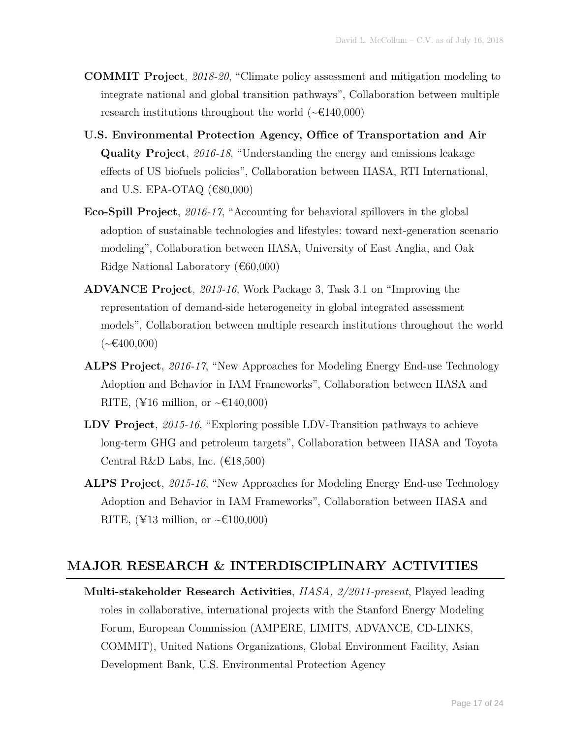**COMMIT Project**, *2018-20*, "Climate policy assessment and mitigation modeling to integrate national and global transition pathways", Collaboration between multiple research institutions throughout the world (~€140,000)

**U.S. Environmental Protection Agency, Office of Transportation and Air Quality Project**, *2016-18*, "Understanding the energy and emissions leakage effects of US biofuels policies", Collaboration between IIASA, RTI International, and U.S. EPA-OTAQ (€80,000)

**Eco-Spill Project**, *2016-17*, "Accounting for behavioral spillovers in the global adoption of sustainable technologies and lifestyles: toward next-generation scenario modeling", Collaboration between IIASA, University of East Anglia, and Oak Ridge National Laboratory (€60,000)

**ADVANCE Project**, *2013-16*, Work Package 3, Task 3.1 on "Improving the representation of demand-side heterogeneity in global integrated assessment models", Collaboration between multiple research institutions throughout the world (~€400,000)

**ALPS Project**, *2016-17*, "New Approaches for Modeling Energy End-use Technology Adoption and Behavior in IAM Frameworks", Collaboration between IIASA and RITE, (¥16 million, or ~€140,000)

**LDV Project**, *2015-16*, "Exploring possible LDV-Transition pathways to achieve long-term GHG and petroleum targets", Collaboration between IIASA and Toyota Central R&D Labs, Inc. (€18,500)

**ALPS Project**, *2015-16*, "New Approaches for Modeling Energy End-use Technology Adoption and Behavior in IAM Frameworks", Collaboration between IIASA and RITE, (¥13 million, or ~€100,000)

## MAJOR RESEARCH & INTERDISCIPLINARY ACTIVITIES

**Multi-stakeholder Research Activities**, *IIASA, 2/2011-present*, Played leading roles in collaborative, international projects with the Stanford Energy Modeling Forum, European Commission (AMPERE, LIMITS, ADVANCE, CD-LINKS, COMMIT), United Nations Organizations, Global Environment Facility, Asian Development Bank, U.S. Environmental Protection Agency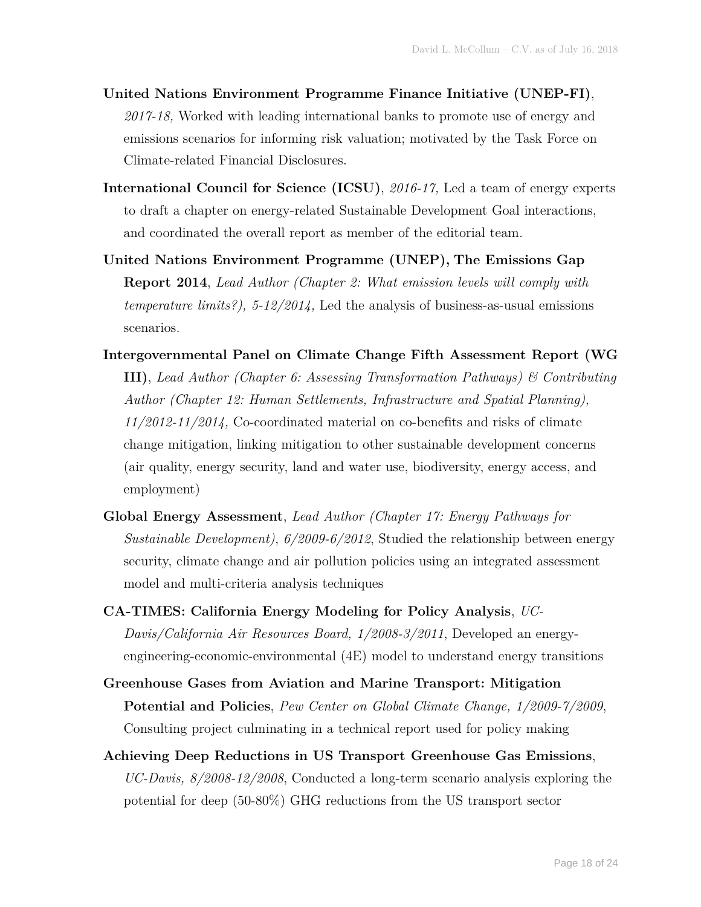**United Nations Environment Programme Finance Initiative (UNEP-FI)**, *2017-18,* Worked with leading international banks to promote use of energy and emissions scenarios for informing risk valuation; motivated by the Task Force on Climate-related Financial Disclosures.

**International Council for Science (ICSU)**, *2016-17,* Led a team of energy experts to draft a chapter on energy-related Sustainable Development Goal interactions, and coordinated the overall report as member of the editorial team.

**United Nations Environment Programme (UNEP), The Emissions Gap Report 2014**, *Lead Author (Chapter 2: What emission levels will comply with temperature limits?), 5-12/2014,* Led the analysis of business-as-usual emissions scenarios.

**Intergovernmental Panel on Climate Change Fifth Assessment Report (WG III)**, *Lead Author (Chapter 6: Assessing Transformation Pathways) & Contributing Author (Chapter 12: Human Settlements, Infrastructure and Spatial Planning), 11/2012-11/2014,* Co-coordinated material on co-benefits and risks of climate change mitigation, linking mitigation to other sustainable development concerns (air quality, energy security, land and water use, biodiversity, energy access, and employment)

**Global Energy Assessment**, *Lead Author (Chapter 17: Energy Pathways for Sustainable Development), 6/2009-6/2012*, Studied the relationship between energy security, climate change and air pollution policies using an integrated assessment model and multi-criteria analysis techniques

**CA-TIMES: California Energy Modeling for Policy Analysis**, *UC-Davis/California Air Resources Board, 1/2008-3/2011*, Developed an energy-engineering-economic-environmental (4E) model to understand energy transitions

**Greenhouse Gases from Aviation and Marine Transport: Mitigation Potential and Policies**, *Pew Center on Global Climate Change, 1/2009-7/2009*, Consulting project culminating in a technical report used for policy making

**Achieving Deep Reductions in US Transport Greenhouse Gas Emissions**, *UC-Davis, 8/2008-12/2008*, Conducted a long-term scenario analysis exploring the potential for deep (50-80%) GHG reductions from the US transport sector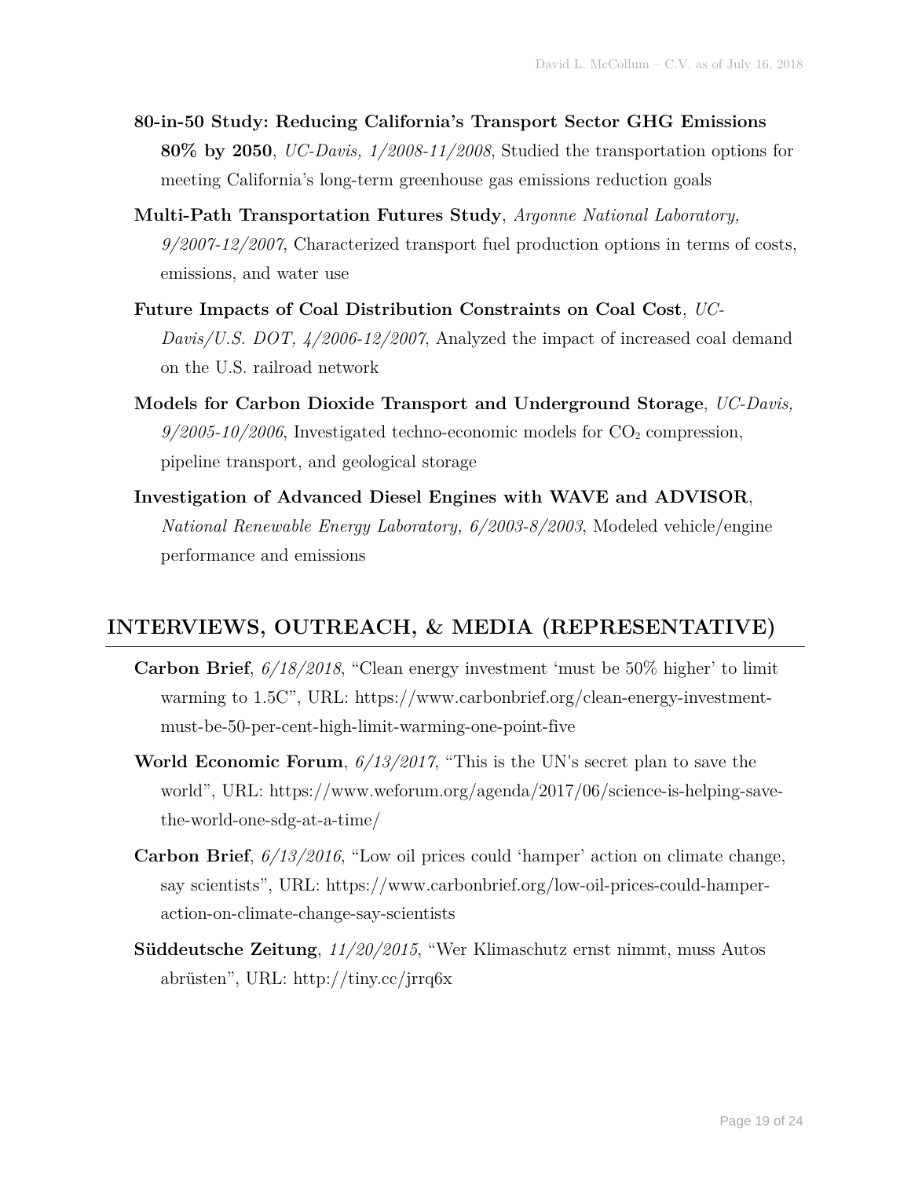**80-in-50 Study: Reducing California's Transport Sector GHG Emissions 80% by 2050**, *UC-Davis, 1/2008-11/2008*, Studied the transportation options for meeting California's long-term greenhouse gas emissions reduction goals

**Multi-Path Transportation Futures Study**, *Argonne National Laboratory, 9/2007-12/2007*, Characterized transport fuel production options in terms of costs, emissions, and water use

**Future Impacts of Coal Distribution Constraints on Coal Cost**, *UC-Davis/U.S. DOT, 4/2006-12/2007*, Analyzed the impact of increased coal demand on the U.S. railroad network

**Models for Carbon Dioxide Transport and Underground Storage**, *UC-Davis, 9/2005-10/2006*, Investigated techno-economic models for $CO_2$ compression, pipeline transport, and geological storage

**Investigation of Advanced Diesel Engines with WAVE and ADVISOR**, *National Renewable Energy Laboratory, 6/2003-8/2003*, Modeled vehicle/engine performance and emissions

## INTERVIEWS, OUTREACH, & MEDIA (REPRESENTATIVE)

**Carbon Brief**, *6/18/2018*, "Clean energy investment 'must be 50% higher' to limit warming to 1.5C", URL: https://www.carbonbrief.org/clean-energy-investment-must-be-50-per-cent-high-limit-warming-one-point-five

**World Economic Forum**, *6/13/2017*, "This is the UN's secret plan to save the world", URL: https://www.weforum.org/agenda/2017/06/science-is-helping-save-the-world-one-sdg-at-a-time/

**Carbon Brief**, *6/13/2016*, "Low oil prices could 'hamper' action on climate change, say scientists", URL: https://www.carbonbrief.org/low-oil-prices-could-hamper-action-on-climate-change-say-scientists

**Süddeutsche Zeitung**, *11/20/2015*, "Wer Klimaschutz ernst nimmt, muss Autos abrüsten", URL: http://tiny.cc/jrrq6x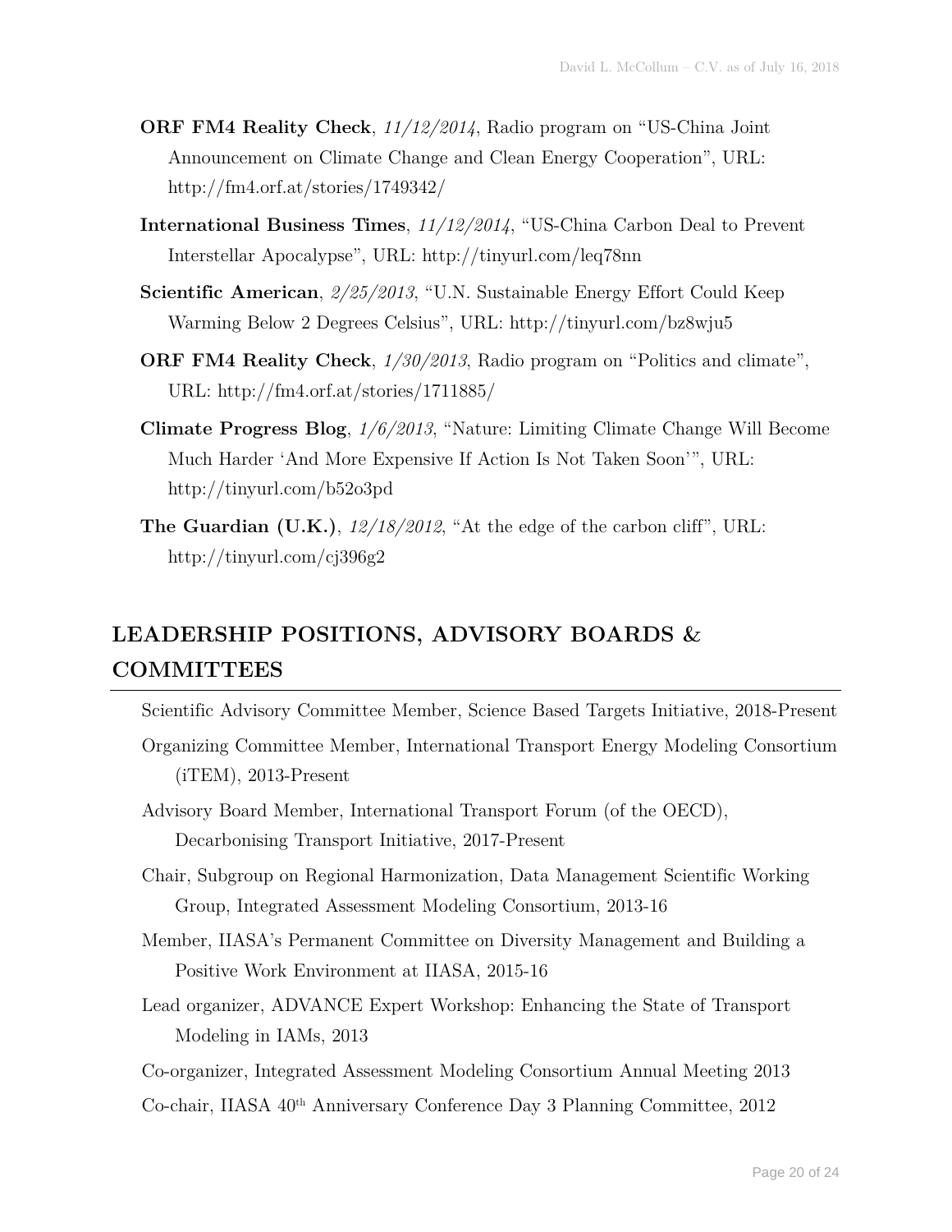**ORF FM4 Reality Check**, *11/12/2014*, Radio program on "US-China Joint Announcement on Climate Change and Clean Energy Cooperation", URL: http://fm4.orf.at/stories/1749342/

**International Business Times**, *11/12/2014*, "US-China Carbon Deal to Prevent Interstellar Apocalypse", URL: http://tinyurl.com/leq78nn

**Scientific American**, *2/25/2013*, "U.N. Sustainable Energy Effort Could Keep Warming Below 2 Degrees Celsius", URL: http://tinyurl.com/bz8wju5

**ORF FM4 Reality Check**, *1/30/2013*, Radio program on "Politics and climate", URL: http://fm4.orf.at/stories/1711885/

**Climate Progress Blog**, *1/6/2013*, "Nature: Limiting Climate Change Will Become Much Harder 'And More Expensive If Action Is Not Taken Soon'", URL: http://tinyurl.com/b52o3pd

**The Guardian (U.K.)**, *12/18/2012*, "At the edge of the carbon cliff", URL: http://tinyurl.com/cj396g2

## LEADERSHIP POSITIONS, ADVISORY BOARDS & COMMITTEES

Scientific Advisory Committee Member, Science Based Targets Initiative, 2018-Present

Organizing Committee Member, International Transport Energy Modeling Consortium (iTEM), 2013-Present

Advisory Board Member, International Transport Forum (of the OECD), Decarbonising Transport Initiative, 2017-Present

Chair, Subgroup on Regional Harmonization, Data Management Scientific Working Group, Integrated Assessment Modeling Consortium, 2013-16

Member, IIASA's Permanent Committee on Diversity Management and Building a Positive Work Environment at IIASA, 2015-16

Lead organizer, ADVANCE Expert Workshop: Enhancing the State of Transport Modeling in IAMs, 2013

Co-organizer, Integrated Assessment Modeling Consortium Annual Meeting 2013

Co-chair, IIASA 40th Anniversary Conference Day 3 Planning Committee, 2012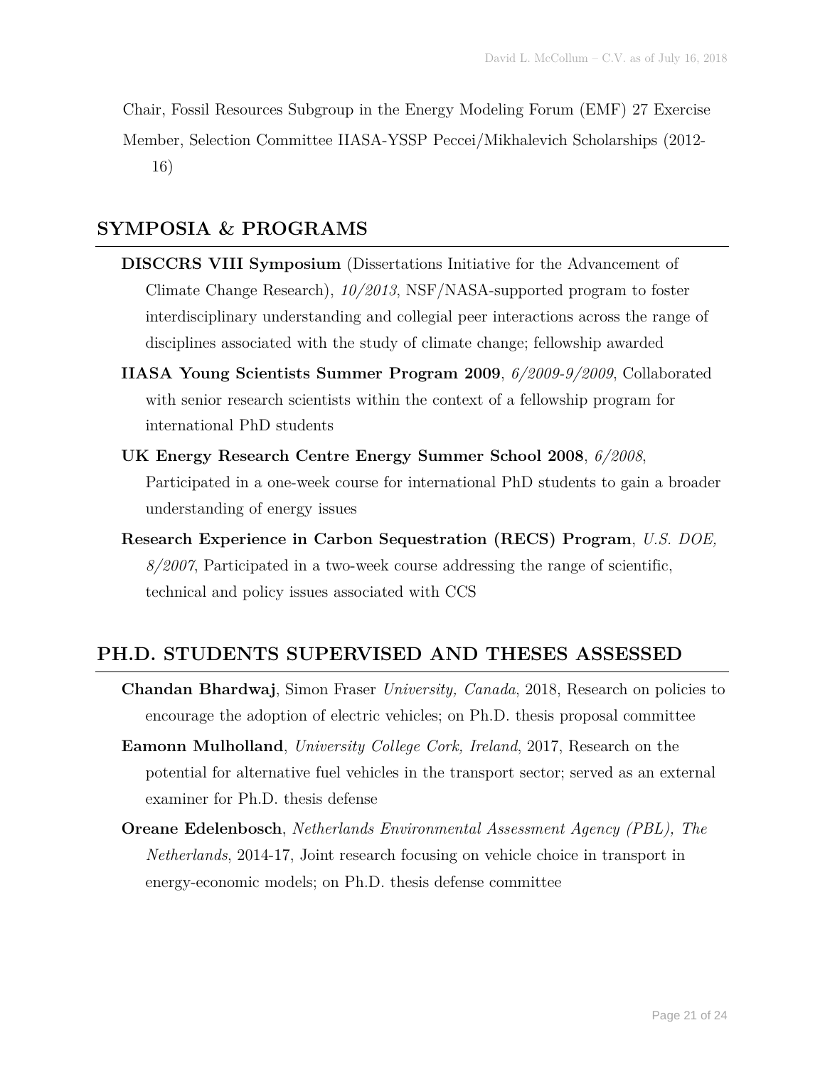Chair, Fossil Resources Subgroup in the Energy Modeling Forum (EMF) 27 Exercise

Member, Selection Committee IIASA-YSSP Peccei/Mikhalevich Scholarships (2012-16)

## SYMPOSIA & PROGRAMS

**DISCCRS VIII Symposium** (Dissertations Initiative for the Advancement of Climate Change Research), *10/2013*, NSF/NASA-supported program to foster interdisciplinary understanding and collegial peer interactions across the range of disciplines associated with the study of climate change; fellowship awarded

**IIASA Young Scientists Summer Program 2009**, *6/2009-9/2009*, Collaborated with senior research scientists within the context of a fellowship program for international PhD students

**UK Energy Research Centre Energy Summer School 2008**, *6/2008*, Participated in a one-week course for international PhD students to gain a broader understanding of energy issues

**Research Experience in Carbon Sequestration (RECS) Program**, *U.S. DOE, 8/2007*, Participated in a two-week course addressing the range of scientific, technical and policy issues associated with CCS

## PH.D. STUDENTS SUPERVISED AND THESES ASSESSED

**Chandan Bhardwaj**, Simon Fraser *University, Canada*, 2018, Research on policies to encourage the adoption of electric vehicles; on Ph.D. thesis proposal committee

**Eamonn Mulholland**, *University College Cork, Ireland*, 2017, Research on the potential for alternative fuel vehicles in the transport sector; served as an external examiner for Ph.D. thesis defense

**Oreane Edelenbosch**, *Netherlands Environmental Assessment Agency (PBL), The Netherlands*, 2014-17, Joint research focusing on vehicle choice in transport in energy-economic models; on Ph.D. thesis defense committee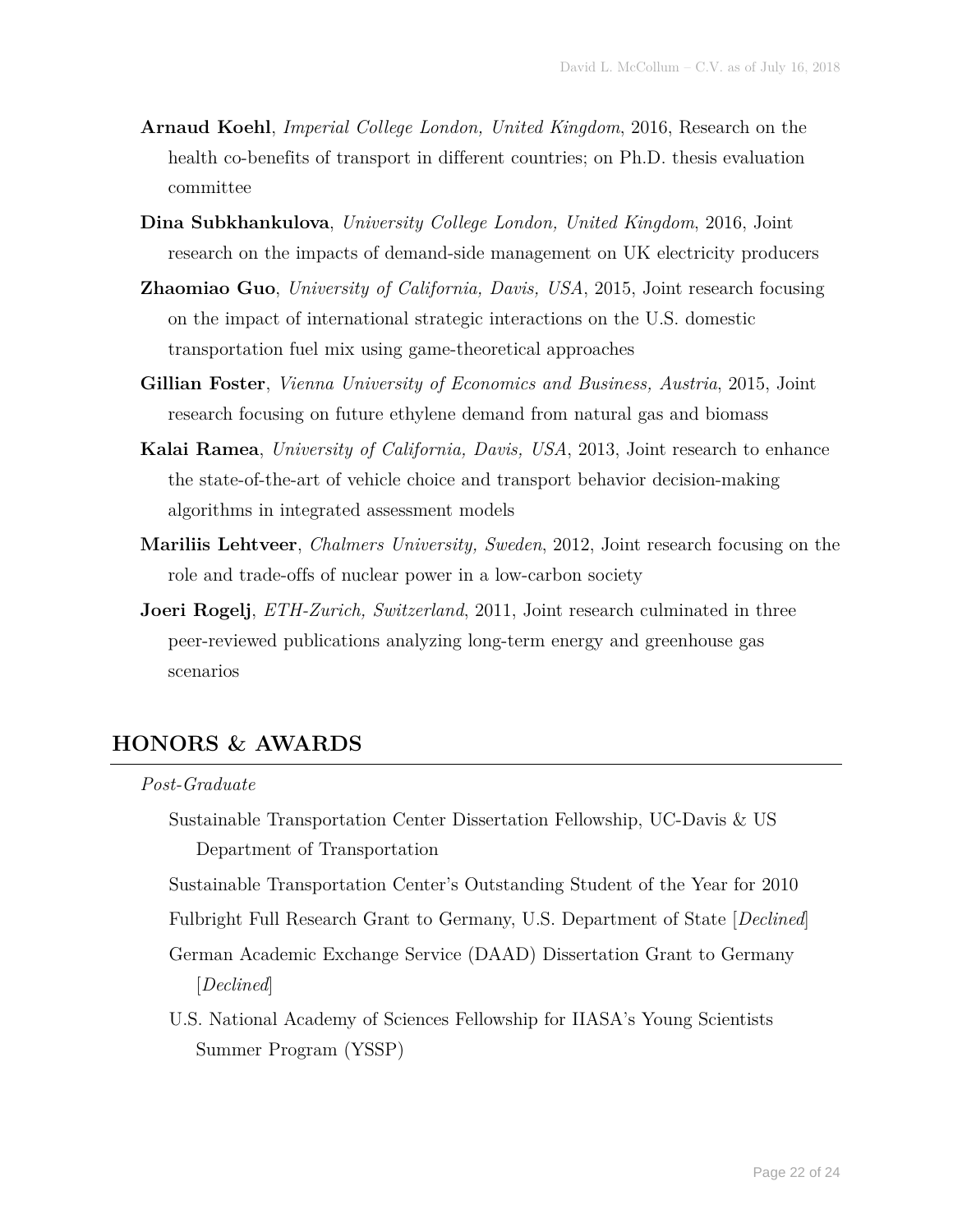**Arnaud Koehl**, *Imperial College London, United Kingdom*, 2016, Research on the health co-benefits of transport in different countries; on Ph.D. thesis evaluation committee

**Dina Subkhankulova**, *University College London, United Kingdom*, 2016, Joint research on the impacts of demand-side management on UK electricity producers

**Zhaomiao Guo**, *University of California, Davis, USA*, 2015, Joint research focusing on the impact of international strategic interactions on the U.S. domestic transportation fuel mix using game-theoretical approaches

**Gillian Foster**, *Vienna University of Economics and Business, Austria*, 2015, Joint research focusing on future ethylene demand from natural gas and biomass

**Kalai Ramea**, *University of California, Davis, USA*, 2013, Joint research to enhance the state-of-the-art of vehicle choice and transport behavior decision-making algorithms in integrated assessment models

**Mariliis Lehtveer**, *Chalmers University, Sweden*, 2012, Joint research focusing on the role and trade-offs of nuclear power in a low-carbon society

**Joeri Rogelj**, *ETH-Zurich, Switzerland*, 2011, Joint research culminated in three peer-reviewed publications analyzing long-term energy and greenhouse gas scenarios

## HONORS & AWARDS

*Post-Graduate*

Sustainable Transportation Center Dissertation Fellowship, UC-Davis & US Department of Transportation

Sustainable Transportation Center's Outstanding Student of the Year for 2010

Fulbright Full Research Grant to Germany, U.S. Department of State [*Declined*]

German Academic Exchange Service (DAAD) Dissertation Grant to Germany [*Declined*]

U.S. National Academy of Sciences Fellowship for IIASA's Young Scientists Summer Program (YSSP)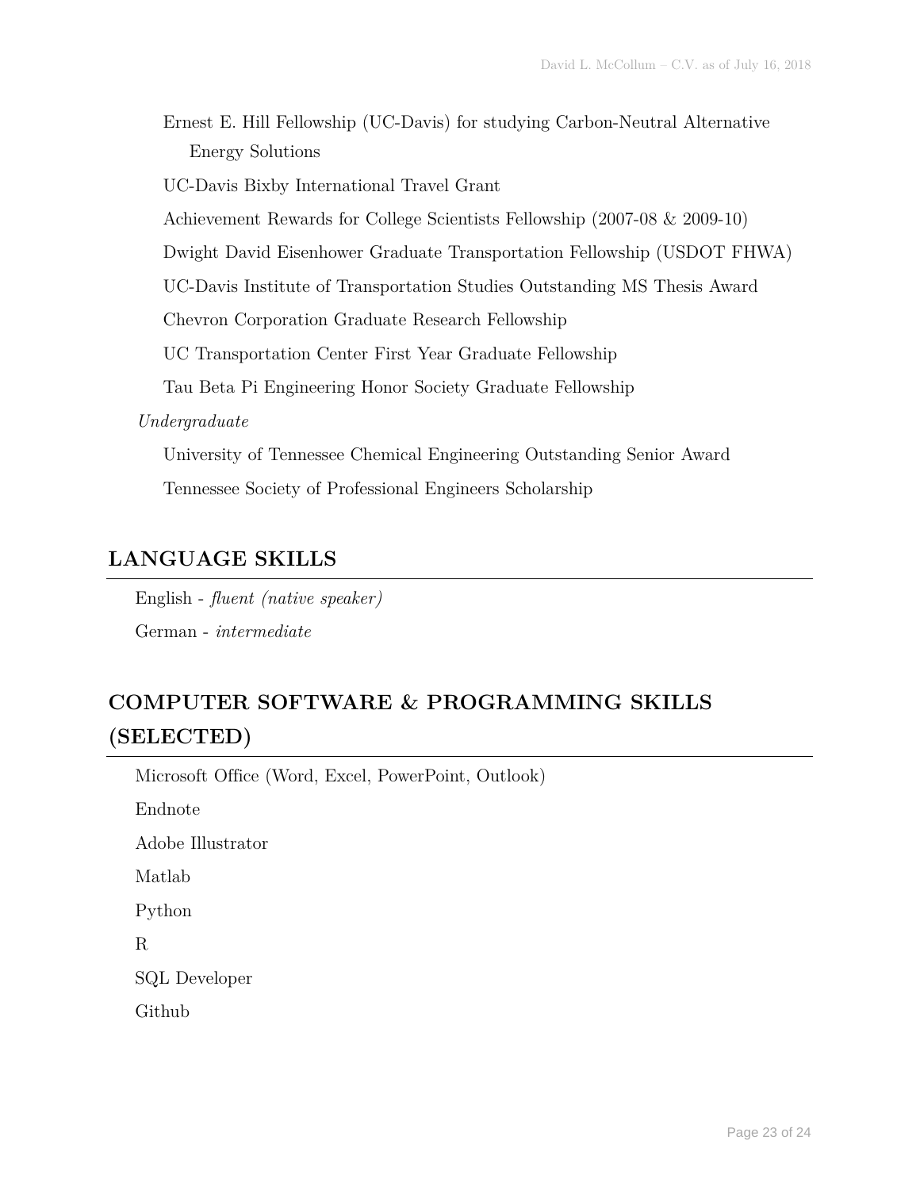Ernest E. Hill Fellowship (UC-Davis) for studying Carbon-Neutral Alternative Energy Solutions

UC-Davis Bixby International Travel Grant

Achievement Rewards for College Scientists Fellowship (2007-08 & 2009-10)

Dwight David Eisenhower Graduate Transportation Fellowship (USDOT FHWA)

UC-Davis Institute of Transportation Studies Outstanding MS Thesis Award

Chevron Corporation Graduate Research Fellowship

UC Transportation Center First Year Graduate Fellowship

Tau Beta Pi Engineering Honor Society Graduate Fellowship

*Undergraduate*

University of Tennessee Chemical Engineering Outstanding Senior Award

Tennessee Society of Professional Engineers Scholarship

## LANGUAGE SKILLS

English - *fluent (native speaker)*

German - *intermediate*

## COMPUTER SOFTWARE & PROGRAMMING SKILLS (SELECTED)

Microsoft Office (Word, Excel, PowerPoint, Outlook)

Endnote

Adobe Illustrator

Matlab

Python

R

SQL Developer

Github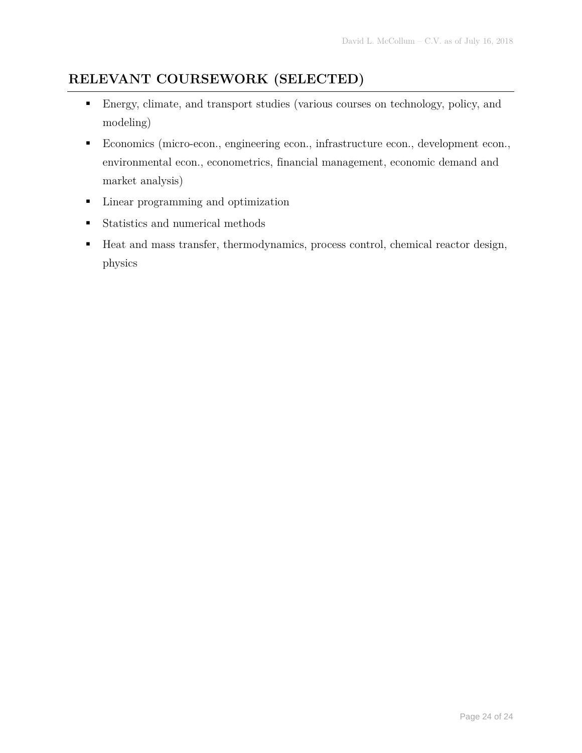## RELEVANT COURSEWORK (SELECTED)

- Energy, climate, and transport studies (various courses on technology, policy, and modeling)
- Economics (micro-econ., engineering econ., infrastructure econ., development econ., environmental econ., econometrics, financial management, economic demand and market analysis)
- Linear programming and optimization
- Statistics and numerical methods
- Heat and mass transfer, thermodynamics, process control, chemical reactor design, physics